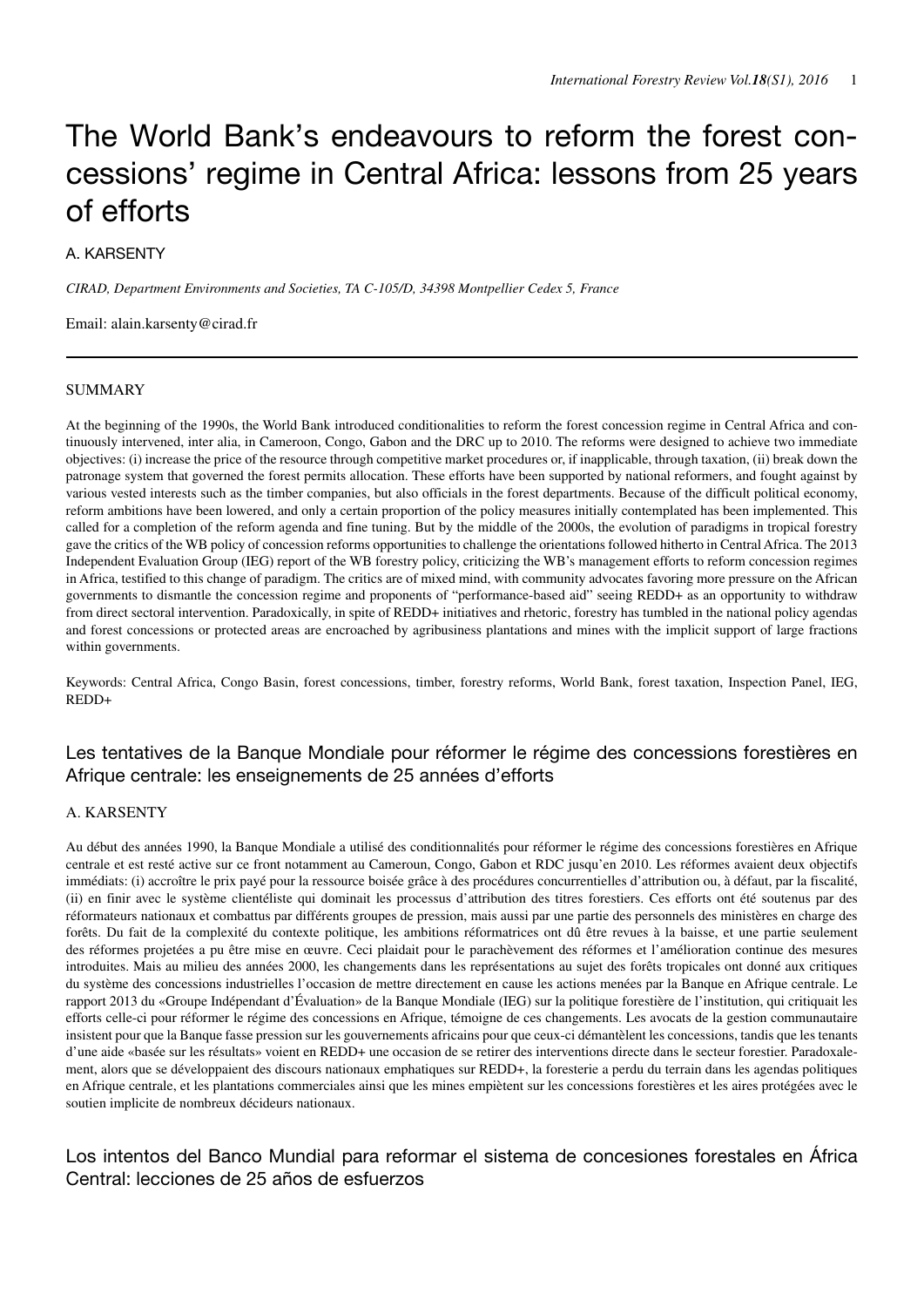# The World Bank's endeavours to reform the forest concessions' regime in Central Africa: lessons from 25 years of efforts

A. KARSENTY

*CIRAD, Department Environments and Societies, TA C-105/D, 34398 Montpellier Cedex 5, France*

Email: alain.karsenty@cirad.fr

## SUMMARY

At the beginning of the 1990s, the World Bank introduced conditionalities to reform the forest concession regime in Central Africa and continuously intervened, inter alia, in Cameroon, Congo, Gabon and the DRC up to 2010. The reforms were designed to achieve two immediate objectives: (i) increase the price of the resource through competitive market procedures or, if inapplicable, through taxation, (ii) break down the patronage system that governed the forest permits allocation. These efforts have been supported by national reformers, and fought against by various vested interests such as the timber companies, but also officials in the forest departments. Because of the difficult political economy, reform ambitions have been lowered, and only a certain proportion of the policy measures initially contemplated has been implemented. This called for a completion of the reform agenda and fine tuning. But by the middle of the 2000s, the evolution of paradigms in tropical forestry gave the critics of the WB policy of concession reforms opportunities to challenge the orientations followed hitherto in Central Africa. The 2013 Independent Evaluation Group (IEG) report of the WB forestry policy, criticizing the WB's management efforts to reform concession regimes in Africa, testified to this change of paradigm. The critics are of mixed mind, with community advocates favoring more pressure on the African governments to dismantle the concession regime and proponents of "performance-based aid" seeing REDD+ as an opportunity to withdraw from direct sectoral intervention. Paradoxically, in spite of REDD+ initiatives and rhetoric, forestry has tumbled in the national policy agendas and forest concessions or protected areas are encroached by agribusiness plantations and mines with the implicit support of large fractions within governments.

Keywords: Central Africa, Congo Basin, forest concessions, timber, forestry reforms, World Bank, forest taxation, Inspection Panel, IEG, REDD+

# Les tentatives de la Banque Mondiale pour réformer le régime des concessions forestières en Afrique centrale: les enseignements de 25 années d'efforts

A. KARSENTY

Au début des années 1990, la Banque Mondiale a utilisé des conditionnalités pour réformer le régime des concessions forestières en Afrique centrale et est resté active sur ce front notamment au Cameroun, Congo, Gabon et RDC jusqu'en 2010. Les réformes avaient deux objectifs immédiats: (i) accroître le prix payé pour la ressource boisée grâce à des procédures concurrentielles d'attribution ou, à défaut, par la fiscalité, (ii) en finir avec le système clientéliste qui dominait les processus d'attribution des titres forestiers. Ces efforts ont été soutenus par des réformateurs nationaux et combattus par différents groupes de pression, mais aussi par une partie des personnels des ministères en charge des forêts. Du fait de la complexité du contexte politique, les ambitions réformatrices ont dû être revues à la baisse, et une partie seulement des réformes projetées a pu être mise en œuvre. Ceci plaidait pour le parachèvement des réformes et l'amélioration continue des mesures introduites. Mais au milieu des années 2000, les changements dans les représentations au sujet des forêts tropicales ont donné aux critiques du système des concessions industrielles l'occasion de mettre directement en cause les actions menées par la Banque en Afrique centrale. Le rapport 2013 du «Groupe Indépendant d'Évaluation» de la Banque Mondiale (IEG) sur la politique forestière de l'institution, qui critiquait les efforts celle-ci pour réformer le régime des concessions en Afrique, témoigne de ces changements. Les avocats de la gestion communautaire insistent pour que la Banque fasse pression sur les gouvernements africains pour que ceux-ci démantèlent les concessions, tandis que les tenants d'une aide «basée sur les résultats» voient en REDD+ une occasion de se retirer des interventions directe dans le secteur forestier. Paradoxalement, alors que se développaient des discours nationaux emphatiques sur REDD+, la foresterie a perdu du terrain dans les agendas politiques en Afrique centrale, et les plantations commerciales ainsi que les mines empiètent sur les concessions forestières et les aires protégées avec le soutien implicite de nombreux décideurs nationaux.

# Los intentos del Banco Mundial para reformar el sistema de concesiones forestales en África Central: lecciones de 25 años de esfuerzos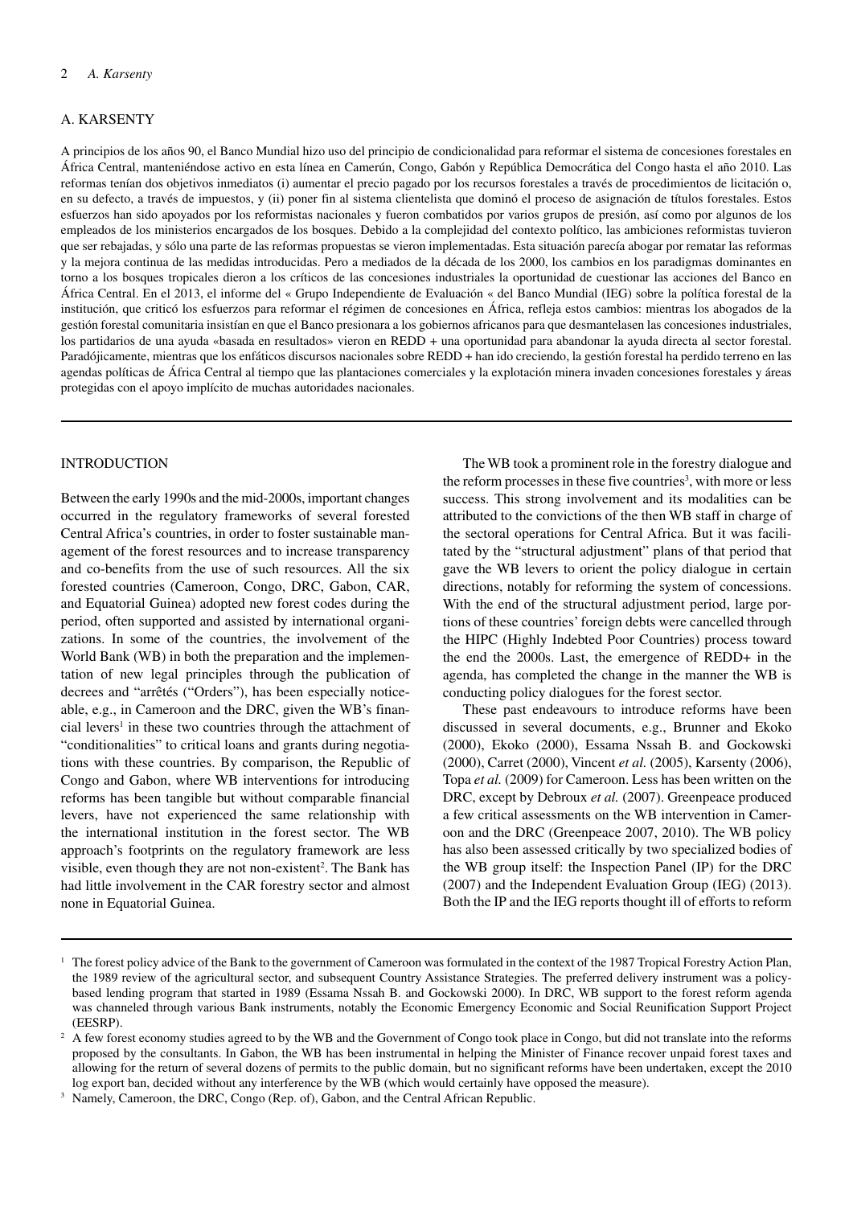A. KARSENTY

A principios de los años 90, el Banco Mundial hizo uso del principio de condicionalidad para reformar el sistema de concesiones forestales en África Central, manteniéndose activo en esta línea en Camerún, Congo, Gabón y República Democrática del Congo hasta el año 2010. Las reformas tenían dos objetivos inmediatos (i) aumentar el precio pagado por los recursos forestales a través de procedimientos de licitación o, en su defecto, a través de impuestos, y (ii) poner fin al sistema clientelista que dominó el proceso de asignación de títulos forestales. Estos esfuerzos han sido apoyados por los reformistas nacionales y fueron combatidos por varios grupos de presión, así como por algunos de los empleados de los ministerios encargados de los bosques. Debido a la complejidad del contexto político, las ambiciones reformistas tuvieron que ser rebajadas, y sólo una parte de las reformas propuestas se vieron implementadas. Esta situación parecía abogar por rematar las reformas y la mejora continua de las medidas introducidas. Pero a mediados de la década de los 2000, los cambios en los paradigmas dominantes en torno a los bosques tropicales dieron a los críticos de las concesiones industriales la oportunidad de cuestionar las acciones del Banco en África Central. En el 2013, el informe del « Grupo Independiente de Evaluación « del Banco Mundial (IEG) sobre la política forestal de la institución, que criticó los esfuerzos para reformar el régimen de concesiones en África, refleja estos cambios: mientras los abogados de la gestión forestal comunitaria insistían en que el Banco presionara a los gobiernos africanos para que desmantelasen las concesiones industriales, los partidarios de una ayuda «basada en resultados» vieron en REDD + una oportunidad para abandonar la ayuda directa al sector forestal. Paradójicamente, mientras que los enfáticos discursos nacionales sobre REDD + han ido creciendo, la gestión forestal ha perdido terreno en las agendas políticas de África Central al tiempo que las plantaciones comerciales y la explotación minera invaden concesiones forestales y áreas protegidas con el apoyo implícito de muchas autoridades nacionales.

## INTRODUCTION

Between the early 1990s and the mid-2000s, important changes occurred in the regulatory frameworks of several forested Central Africa's countries, in order to foster sustainable management of the forest resources and to increase transparency and co-benefits from the use of such resources. All the six forested countries (Cameroon, Congo, DRC, Gabon, CAR, and Equatorial Guinea) adopted new forest codes during the period, often supported and assisted by international organizations. In some of the countries, the involvement of the World Bank (WB) in both the preparation and the implementation of new legal principles through the publication of decrees and "arrêtés ("Orders"), has been especially noticeable, e.g., in Cameroon and the DRC, given the WB's financial levers[1] in these two countries through the attachment of "conditionalities" to critical loans and grants during negotiations with these countries. By comparison, the Republic of Congo and Gabon, where WB interventions for introducing reforms has been tangible but without comparable financial levers, have not experienced the same relationship with the international institution in the forest sector. The WB approach's footprints on the regulatory framework are less visible, even though they are not non-existent[2]. The Bank has had little involvement in the CAR forestry sector and almost none in Equatorial Guinea.

The WB took a prominent role in the forestry dialogue and the reform processes in these five countries[3], with more or less success. This strong involvement and its modalities can be attributed to the convictions of the then WB staff in charge of the sectoral operations for Central Africa. But it was facilitated by the "structural adjustment" plans of that period that gave the WB levers to orient the policy dialogue in certain directions, notably for reforming the system of concessions. With the end of the structural adjustment period, large portions of these countries' foreign debts were cancelled through the HIPC (Highly Indebted Poor Countries) process toward the end the 2000s. Last, the emergence of REDD+ in the agenda, has completed the change in the manner the WB is conducting policy dialogues for the forest sector.

These past endeavours to introduce reforms have been discussed in several documents, e.g., Brunner and Ekoko (2000), Ekoko (2000), Essama Nssah B. and Gockowski (2000), Carret (2000), Vincent *et al.* (2005), Karsenty (2006), Topa *et al.* (2009) for Cameroon. Less has been written on the DRC, except by Debroux *et al.* (2007). Greenpeace produced a few critical assessments on the WB intervention in Cameroon and the DRC (Greenpeace 2007, 2010). The WB policy has also been assessed critically by two specialized bodies of the WB group itself: the Inspection Panel (IP) for the DRC (2007) and the Independent Evaluation Group (IEG) (2013). Both the IP and the IEG reports thought ill of efforts to reform

---

[1] The forest policy advice of the Bank to the government of Cameroon was formulated in the context of the 1987 Tropical Forestry Action Plan, the 1989 review of the agricultural sector, and subsequent Country Assistance Strategies. The preferred delivery instrument was a policy-based lending program that started in 1989 (Essama Nssah B. and Gockowski 2000). In DRC, WB support to the forest reform agenda was channeled through various Bank instruments, notably the Economic Emergency Economic and Social Reunification Support Project (EESRP).

[2] A few forest economy studies agreed to by the WB and the Government of Congo took place in Congo, but did not translate into the reforms proposed by the consultants. In Gabon, the WB has been instrumental in helping the Minister of Finance recover unpaid forest taxes and allowing for the return of several dozens of permits to the public domain, but no significant reforms have been undertaken, except the 2010 log export ban, decided without any interference by the WB (which would certainly have opposed the measure).

[3] Namely, Cameroon, the DRC, Congo (Rep. of), Gabon, and the Central African Republic.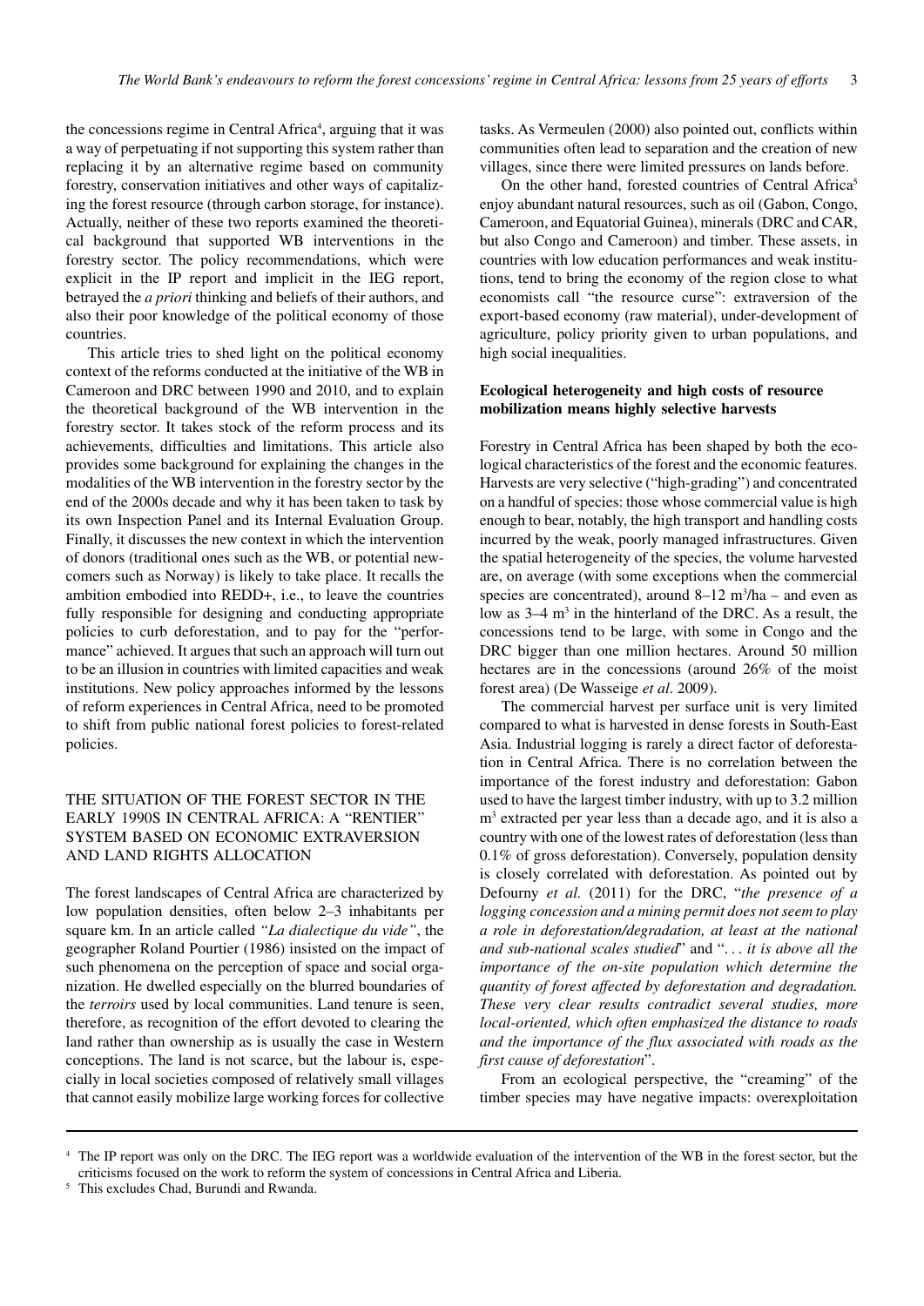the concessions regime in Central Africa[4], arguing that it was a way of perpetuating if not supporting this system rather than replacing it by an alternative regime based on community forestry, conservation initiatives and other ways of capitalizing the forest resource (through carbon storage, for instance). Actually, neither of these two reports examined the theoretical background that supported WB interventions in the forestry sector. The policy recommendations, which were explicit in the IP report and implicit in the IEG report, betrayed the *a priori* thinking and beliefs of their authors, and also their poor knowledge of the political economy of those countries.

This article tries to shed light on the political economy context of the reforms conducted at the initiative of the WB in Cameroon and DRC between 1990 and 2010, and to explain the theoretical background of the WB intervention in the forestry sector. It takes stock of the reform process and its achievements, difficulties and limitations. This article also provides some background for explaining the changes in the modalities of the WB intervention in the forestry sector by the end of the 2000s decade and why it has been taken to task by its own Inspection Panel and its Internal Evaluation Group. Finally, it discusses the new context in which the intervention of donors (traditional ones such as the WB, or potential newcomers such as Norway) is likely to take place. It recalls the ambition embodied into REDD+, i.e., to leave the countries fully responsible for designing and conducting appropriate policies to curb deforestation, and to pay for the "performance" achieved. It argues that such an approach will turn out to be an illusion in countries with limited capacities and weak institutions. New policy approaches informed by the lessons of reform experiences in Central Africa, need to be promoted to shift from public national forest policies to forest-related policies.

## THE SITUATION OF THE FOREST SECTOR IN THE EARLY 1990S IN CENTRAL AFRICA: A "RENTIER" SYSTEM BASED ON ECONOMIC EXTRAVERSION AND LAND RIGHTS ALLOCATION

The forest landscapes of Central Africa are characterized by low population densities, often below 2–3 inhabitants per square km. In an article called *"La dialectique du vide"*, the geographer Roland Pourtier (1986) insisted on the impact of such phenomena on the perception of space and social organization. He dwelled especially on the blurred boundaries of the *terroirs* used by local communities. Land tenure is seen, therefore, as recognition of the effort devoted to clearing the land rather than ownership as is usually the case in Western conceptions. The land is not scarce, but the labour is, especially in local societies composed of relatively small villages that cannot easily mobilize large working forces for collective tasks. As Vermeulen (2000) also pointed out, conflicts within communities often lead to separation and the creation of new villages, since there were limited pressures on lands before.

On the other hand, forested countries of Central Africa[5] enjoy abundant natural resources, such as oil (Gabon, Congo, Cameroon, and Equatorial Guinea), minerals (DRC and CAR, but also Congo and Cameroon) and timber. These assets, in countries with low education performances and weak institutions, tend to bring the economy of the region close to what economists call "the resource curse": extraversion of the export-based economy (raw material), under-development of agriculture, policy priority given to urban populations, and high social inequalities.

### Ecological heterogeneity and high costs of resource mobilization means highly selective harvests

Forestry in Central Africa has been shaped by both the ecological characteristics of the forest and the economic features. Harvests are very selective ("high-grading") and concentrated on a handful of species: those whose commercial value is high enough to bear, notably, the high transport and handling costs incurred by the weak, poorly managed infrastructures. Given the spatial heterogeneity of the species, the volume harvested are, on average (with some exceptions when the commercial species are concentrated), around 8–12 $m^3$/ha – and even as low as 3–4 $m^3$ in the hinterland of the DRC. As a result, the concessions tend to be large, with some in Congo and the DRC bigger than one million hectares. Around 50 million hectares are in the concessions (around 26% of the moist forest area) (De Wasseige *et al*. 2009).

The commercial harvest per surface unit is very limited compared to what is harvested in dense forests in South-East Asia. Industrial logging is rarely a direct factor of deforestation in Central Africa. There is no correlation between the importance of the forest industry and deforestation: Gabon used to have the largest timber industry, with up to 3.2 million $m^3$ extracted per year less than a decade ago, and it is also a country with one of the lowest rates of deforestation (less than 0.1% of gross deforestation). Conversely, population density is closely correlated with deforestation. As pointed out by Defourny *et al.* (2011) for the DRC, "*the presence of a logging concession and a mining permit does not seem to play a role in deforestation/degradation, at least at the national and sub-national scales studied*" and "*... it is above all the importance of the on-site population which determine the quantity of forest affected by deforestation and degradation. These very clear results contradict several studies, more local-oriented, which often emphasized the distance to roads and the importance of the flux associated with roads as the first cause of deforestation*".

From an ecological perspective, the "creaming" of the timber species may have negative impacts: overexploitation

---

[4] The IP report was only on the DRC. The IEG report was a worldwide evaluation of the intervention of the WB in the forest sector, but the criticisms focused on the work to reform the system of concessions in Central Africa and Liberia.

[5] This excludes Chad, Burundi and Rwanda.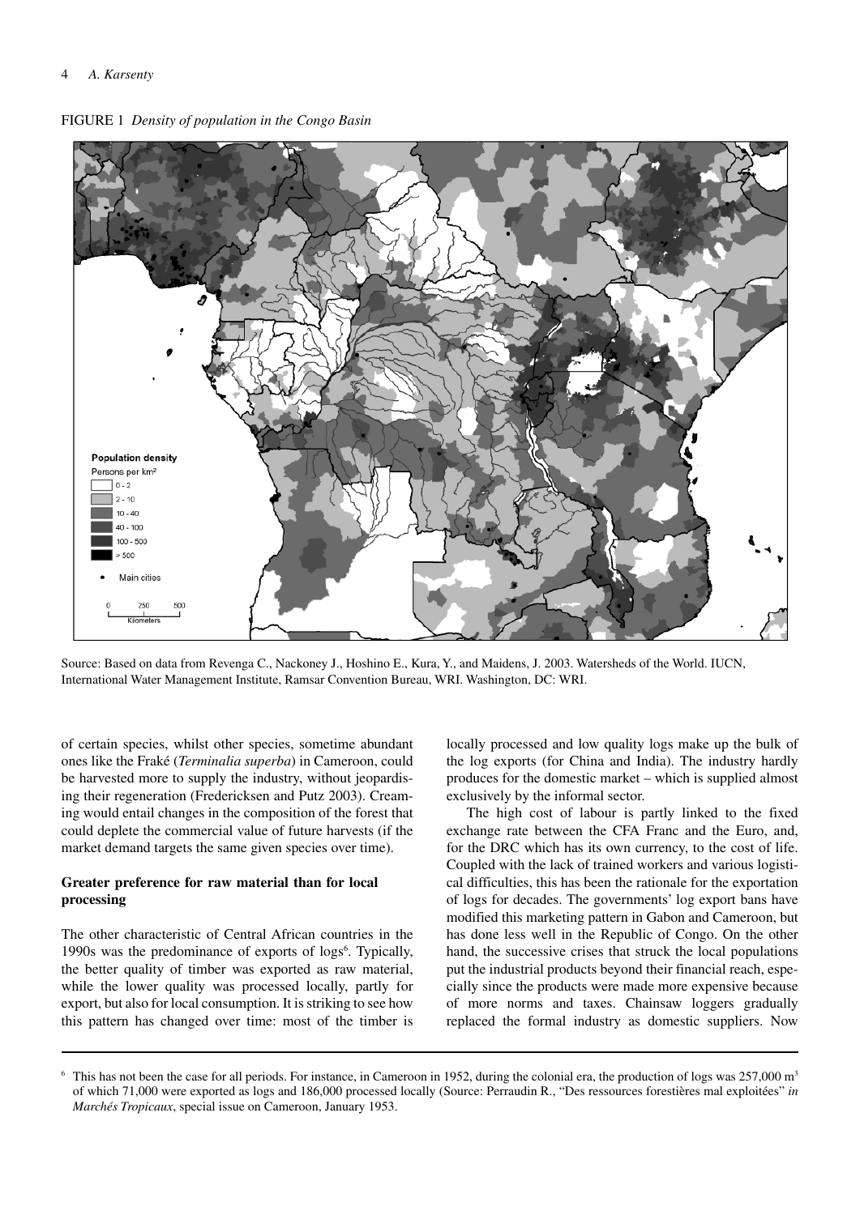FIGURE 1 *Density of population in the Congo Basin*

Population density
Persons per km²
0 - 2
2 - 10
10 - 40
40 - 100
100 - 500
> 500
• Main cities

0 250 500
Kilometers

Source: Based on data from Revenga C., Nackoney J., Hoshino E., Kura, Y., and Maidens, J. 2003. Watersheds of the World. IUCN, International Water Management Institute, Ramsar Convention Bureau, WRI. Washington, DC: WRI.

of certain species, whilst other species, sometime abundant ones like the Fraké (*Terminalia superba*) in Cameroon, could be harvested more to supply the industry, without jeopardising their regeneration (Fredericksen and Putz 2003). Creaming would entail changes in the composition of the forest that could deplete the commercial value of future harvests (if the market demand targets the same given species over time).

### Greater preference for raw material than for local processing

The other characteristic of Central African countries in the 1990s was the predominance of exports of logs[6]. Typically, the better quality of timber was exported as raw material, while the lower quality was processed locally, partly for export, but also for local consumption. It is striking to see how this pattern has changed over time: most of the timber is locally processed and low quality logs make up the bulk of the log exports (for China and India). The industry hardly produces for the domestic market – which is supplied almost exclusively by the informal sector.

The high cost of labour is partly linked to the fixed exchange rate between the CFA Franc and the Euro, and, for the DRC which has its own currency, to the cost of life. Coupled with the lack of trained workers and various logistical difficulties, this has been the rationale for the exportation of logs for decades. The governments' log export bans have modified this marketing pattern in Gabon and Cameroon, but has done less well in the Republic of Congo. On the other hand, the successive crises that struck the local populations put the industrial products beyond their financial reach, especially since the products were made more expensive because of more norms and taxes. Chainsaw loggers gradually replaced the formal industry as domestic suppliers. Now

[6] This has not been the case for all periods. For instance, in Cameroon in 1952, during the colonial era, the production of logs was 257,000 m³ of which 71,000 were exported as logs and 186,000 processed locally (Source: Perraudin R., "Des ressources forestières mal exploitées" *in Marchés Tropicaux*, special issue on Cameroon, January 1953.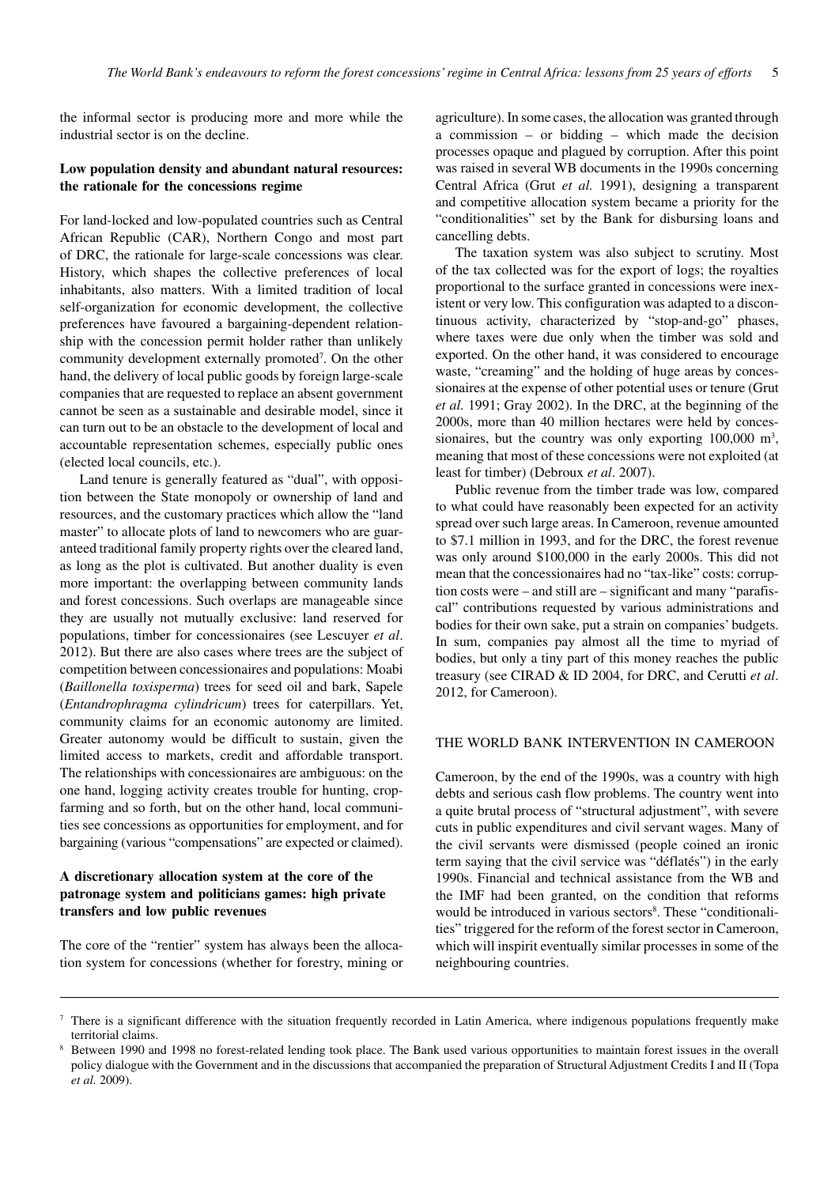the informal sector is producing more and more while the industrial sector is on the decline.

### Low population density and abundant natural resources: the rationale for the concessions regime

For land-locked and low-populated countries such as Central African Republic (CAR), Northern Congo and most part of DRC, the rationale for large-scale concessions was clear. History, which shapes the collective preferences of local inhabitants, also matters. With a limited tradition of local self-organization for economic development, the collective preferences have favoured a bargaining-dependent relationship with the concession permit holder rather than unlikely community development externally promoted[7]. On the other hand, the delivery of local public goods by foreign large-scale companies that are requested to replace an absent government cannot be seen as a sustainable and desirable model, since it can turn out to be an obstacle to the development of local and accountable representation schemes, especially public ones (elected local councils, etc.).

Land tenure is generally featured as "dual", with opposition between the State monopoly or ownership of land and resources, and the customary practices which allow the "land master" to allocate plots of land to newcomers who are guaranteed traditional family property rights over the cleared land, as long as the plot is cultivated. But another duality is even more important: the overlapping between community lands and forest concessions. Such overlaps are manageable since they are usually not mutually exclusive: land reserved for populations, timber for concessionaires (see Lescuyer *et al*. 2012). But there are also cases where trees are the subject of competition between concessionaires and populations: Moabi (*Baillonella toxisperma*) trees for seed oil and bark, Sapele (*Entandrophragma cylindricum*) trees for caterpillars. Yet, community claims for an economic autonomy are limited. Greater autonomy would be difficult to sustain, given the limited access to markets, credit and affordable transport. The relationships with concessionaires are ambiguous: on the one hand, logging activity creates trouble for hunting, crop-farming and so forth, but on the other hand, local communities see concessions as opportunities for employment, and for bargaining (various "compensations" are expected or claimed).

### A discretionary allocation system at the core of the patronage system and politicians games: high private transfers and low public revenues

The core of the "rentier" system has always been the allocation system for concessions (whether for forestry, mining or agriculture). In some cases, the allocation was granted through a commission – or bidding – which made the decision processes opaque and plagued by corruption. After this point was raised in several WB documents in the 1990s concerning Central Africa (Grut *et al.* 1991), designing a transparent and competitive allocation system became a priority for the "conditionalities" set by the Bank for disbursing loans and cancelling debts.

The taxation system was also subject to scrutiny. Most of the tax collected was for the export of logs; the royalties proportional to the surface granted in concessions were inexistent or very low. This configuration was adapted to a discontinuous activity, characterized by "stop-and-go" phases, where taxes were due only when the timber was sold and exported. On the other hand, it was considered to encourage waste, "creaming" and the holding of huge areas by concessionaires at the expense of other potential uses or tenure (Grut *et al.* 1991; Gray 2002). In the DRC, at the beginning of the 2000s, more than 40 million hectares were held by concessionaires, but the country was only exporting 100,000 m$^3$, meaning that most of these concessions were not exploited (at least for timber) (Debroux *et al*. 2007).

Public revenue from the timber trade was low, compared to what could have reasonably been expected for an activity spread over such large areas. In Cameroon, revenue amounted to $7.1 million in 1993, and for the DRC, the forest revenue was only around $100,000 in the early 2000s. This did not mean that the concessionaires had no "tax-like" costs: corruption costs were – and still are – significant and many "parafiscal" contributions requested by various administrations and bodies for their own sake, put a strain on companies' budgets. In sum, companies pay almost all the time to myriad of bodies, but only a tiny part of this money reaches the public treasury (see CIRAD & ID 2004, for DRC, and Cerutti *et al*. 2012, for Cameroon).

## THE WORLD BANK INTERVENTION IN CAMEROON

Cameroon, by the end of the 1990s, was a country with high debts and serious cash flow problems. The country went into a quite brutal process of "structural adjustment", with severe cuts in public expenditures and civil servant wages. Many of the civil servants were dismissed (people coined an ironic term saying that the civil service was "déflatés") in the early 1990s. Financial and technical assistance from the WB and the IMF had been granted, on the condition that reforms would be introduced in various sectors[8]. These "conditionalities" triggered for the reform of the forest sector in Cameroon, which will inspirit eventually similar processes in some of the neighbouring countries.

---

[7] There is a significant difference with the situation frequently recorded in Latin America, where indigenous populations frequently make territorial claims.

[8] Between 1990 and 1998 no forest-related lending took place. The Bank used various opportunities to maintain forest issues in the overall policy dialogue with the Government and in the discussions that accompanied the preparation of Structural Adjustment Credits I and II (Topa *et al.* 2009).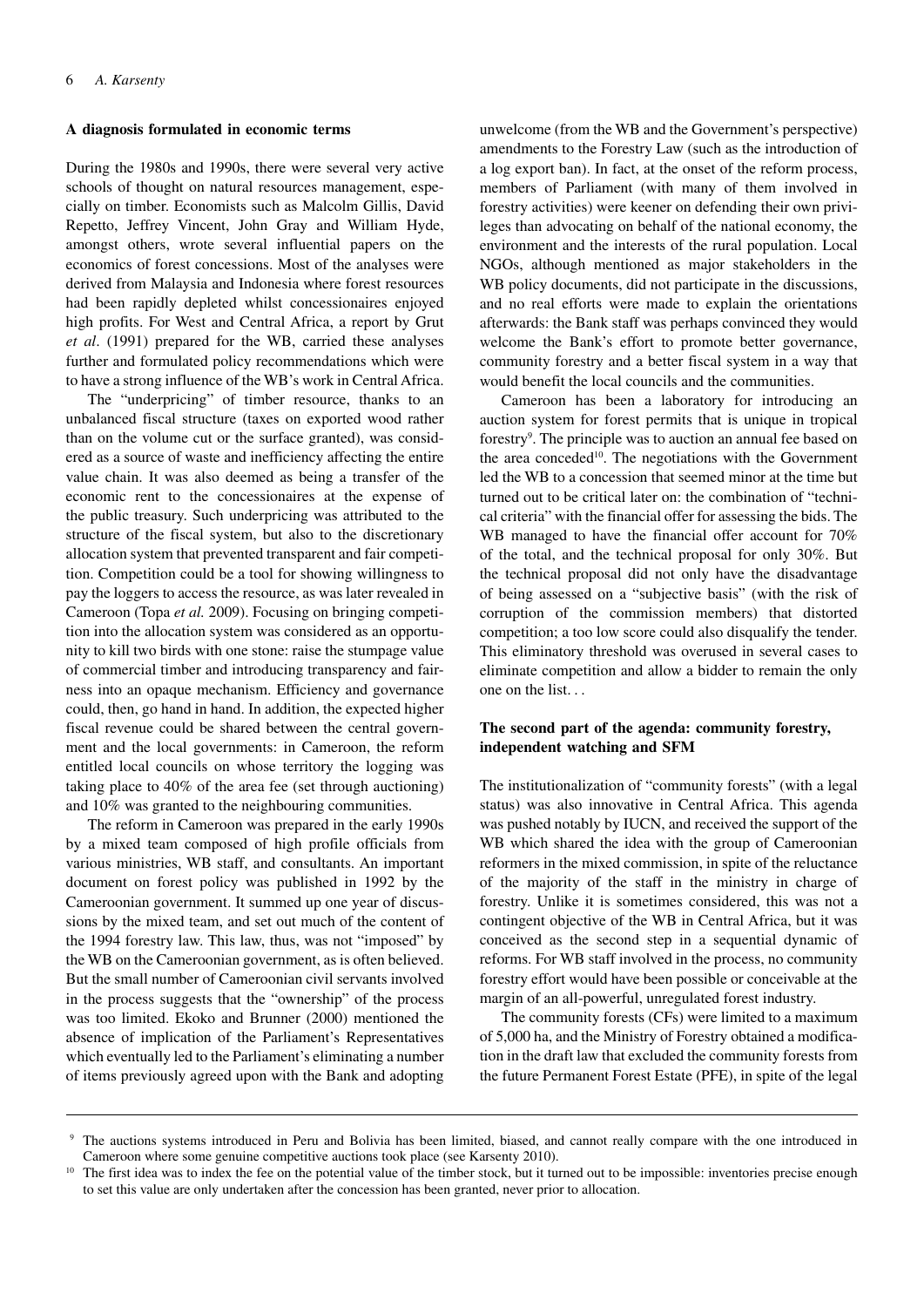### A diagnosis formulated in economic terms

During the 1980s and 1990s, there were several very active schools of thought on natural resources management, especially on timber. Economists such as Malcolm Gillis, David Repetto, Jeffrey Vincent, John Gray and William Hyde, amongst others, wrote several influential papers on the economics of forest concessions. Most of the analyses were derived from Malaysia and Indonesia where forest resources had been rapidly depleted whilst concessionaires enjoyed high profits. For West and Central Africa, a report by Grut *et al*. (1991) prepared for the WB, carried these analyses further and formulated policy recommendations which were to have a strong influence of the WB's work in Central Africa.

The "underpricing" of timber resource, thanks to an unbalanced fiscal structure (taxes on exported wood rather than on the volume cut or the surface granted), was considered as a source of waste and inefficiency affecting the entire value chain. It was also deemed as being a transfer of the economic rent to the concessionaires at the expense of the public treasury. Such underpricing was attributed to the structure of the fiscal system, but also to the discretionary allocation system that prevented transparent and fair competition. Competition could be a tool for showing willingness to pay the loggers to access the resource, as was later revealed in Cameroon (Topa *et al.* 2009). Focusing on bringing competition into the allocation system was considered as an opportunity to kill two birds with one stone: raise the stumpage value of commercial timber and introducing transparency and fairness into an opaque mechanism. Efficiency and governance could, then, go hand in hand. In addition, the expected higher fiscal revenue could be shared between the central government and the local governments: in Cameroon, the reform entitled local councils on whose territory the logging was taking place to 40% of the area fee (set through auctioning) and 10% was granted to the neighbouring communities.

The reform in Cameroon was prepared in the early 1990s by a mixed team composed of high profile officials from various ministries, WB staff, and consultants. An important document on forest policy was published in 1992 by the Cameroonian government. It summed up one year of discussions by the mixed team, and set out much of the content of the 1994 forestry law. This law, thus, was not "imposed" by the WB on the Cameroonian government, as is often believed. But the small number of Cameroonian civil servants involved in the process suggests that the "ownership" of the process was too limited. Ekoko and Brunner (2000) mentioned the absence of implication of the Parliament's Representatives which eventually led to the Parliament's eliminating a number of items previously agreed upon with the Bank and adopting unwelcome (from the WB and the Government's perspective) amendments to the Forestry Law (such as the introduction of a log export ban). In fact, at the onset of the reform process, members of Parliament (with many of them involved in forestry activities) were keener on defending their own privileges than advocating on behalf of the national economy, the environment and the interests of the rural population. Local NGOs, although mentioned as major stakeholders in the WB policy documents, did not participate in the discussions, and no real efforts were made to explain the orientations afterwards: the Bank staff was perhaps convinced they would welcome the Bank's effort to promote better governance, community forestry and a better fiscal system in a way that would benefit the local councils and the communities.

Cameroon has been a laboratory for introducing an auction system for forest permits that is unique in tropical forestry[9]. The principle was to auction an annual fee based on the area conceded[10]. The negotiations with the Government led the WB to a concession that seemed minor at the time but turned out to be critical later on: the combination of "technical criteria" with the financial offer for assessing the bids. The WB managed to have the financial offer account for 70% of the total, and the technical proposal for only 30%. But the technical proposal did not only have the disadvantage of being assessed on a "subjective basis" (with the risk of corruption of the commission members) that distorted competition; a too low score could also disqualify the tender. This eliminatory threshold was overused in several cases to eliminate competition and allow a bidder to remain the only one on the list. . .

### The second part of the agenda: community forestry, independent watching and SFM

The institutionalization of "community forests" (with a legal status) was also innovative in Central Africa. This agenda was pushed notably by IUCN, and received the support of the WB which shared the idea with the group of Cameroonian reformers in the mixed commission, in spite of the reluctance of the majority of the staff in the ministry in charge of forestry. Unlike it is sometimes considered, this was not a contingent objective of the WB in Central Africa, but it was conceived as the second step in a sequential dynamic of reforms. For WB staff involved in the process, no community forestry effort would have been possible or conceivable at the margin of an all-powerful, unregulated forest industry.

The community forests (CFs) were limited to a maximum of 5,000 ha, and the Ministry of Forestry obtained a modification in the draft law that excluded the community forests from the future Permanent Forest Estate (PFE), in spite of the legal

---

[9] The auctions systems introduced in Peru and Bolivia has been limited, biased, and cannot really compare with the one introduced in Cameroon where some genuine competitive auctions took place (see Karsenty 2010).

[10] The first idea was to index the fee on the potential value of the timber stock, but it turned out to be impossible: inventories precise enough to set this value are only undertaken after the concession has been granted, never prior to allocation.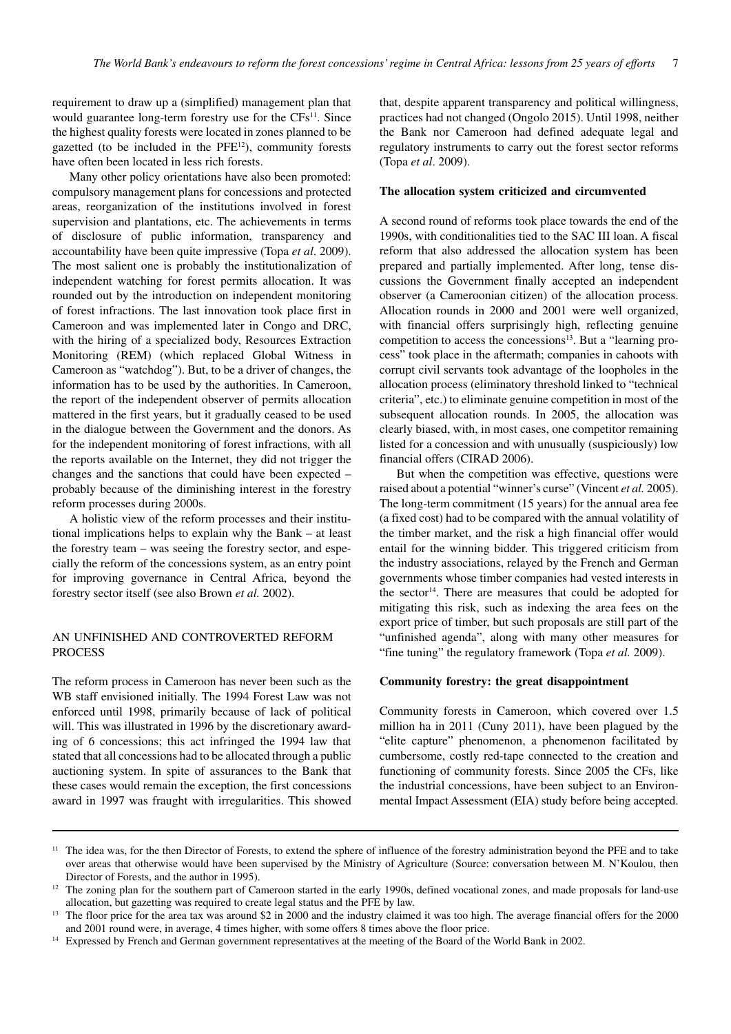requirement to draw up a (simplified) management plan that would guarantee long-term forestry use for the CFs[11]. Since the highest quality forests were located in zones planned to be gazetted (to be included in the PFE[12]), community forests have often been located in less rich forests.

Many other policy orientations have also been promoted: compulsory management plans for concessions and protected areas, reorganization of the institutions involved in forest supervision and plantations, etc. The achievements in terms of disclosure of public information, transparency and accountability have been quite impressive (Topa *et al*. 2009). The most salient one is probably the institutionalization of independent watching for forest permits allocation. It was rounded out by the introduction on independent monitoring of forest infractions. The last innovation took place first in Cameroon and was implemented later in Congo and DRC, with the hiring of a specialized body, Resources Extraction Monitoring (REM) (which replaced Global Witness in Cameroon as "watchdog"). But, to be a driver of changes, the information has to be used by the authorities. In Cameroon, the report of the independent observer of permits allocation mattered in the first years, but it gradually ceased to be used in the dialogue between the Government and the donors. As for the independent monitoring of forest infractions, with all the reports available on the Internet, they did not trigger the changes and the sanctions that could have been expected – probably because of the diminishing interest in the forestry reform processes during 2000s.

A holistic view of the reform processes and their institutional implications helps to explain why the Bank – at least the forestry team – was seeing the forestry sector, and especially the reform of the concessions system, as an entry point for improving governance in Central Africa, beyond the forestry sector itself (see also Brown *et al.* 2002).

## AN UNFINISHED AND CONTROVERTED REFORM PROCESS

The reform process in Cameroon has never been such as the WB staff envisioned initially. The 1994 Forest Law was not enforced until 1998, primarily because of lack of political will. This was illustrated in 1996 by the discretionary awarding of 6 concessions; this act infringed the 1994 law that stated that all concessions had to be allocated through a public auctioning system. In spite of assurances to the Bank that these cases would remain the exception, the first concessions award in 1997 was fraught with irregularities. This showed that, despite apparent transparency and political willingness, practices had not changed (Ongolo 2015). Until 1998, neither the Bank nor Cameroon had defined adequate legal and regulatory instruments to carry out the forest sector reforms (Topa *et al*. 2009).

### The allocation system criticized and circumvented

A second round of reforms took place towards the end of the 1990s, with conditionalities tied to the SAC III loan. A fiscal reform that also addressed the allocation system has been prepared and partially implemented. After long, tense discussions the Government finally accepted an independent observer (a Cameroonian citizen) of the allocation process. Allocation rounds in 2000 and 2001 were well organized, with financial offers surprisingly high, reflecting genuine competition to access the concessions[13]. But a "learning process" took place in the aftermath; companies in cahoots with corrupt civil servants took advantage of the loopholes in the allocation process (eliminatory threshold linked to "technical criteria", etc.) to eliminate genuine competition in most of the subsequent allocation rounds. In 2005, the allocation was clearly biased, with, in most cases, one competitor remaining listed for a concession and with unusually (suspiciously) low financial offers (CIRAD 2006).

But when the competition was effective, questions were raised about a potential "winner's curse" (Vincent *et al.* 2005). The long-term commitment (15 years) for the annual area fee (a fixed cost) had to be compared with the annual volatility of the timber market, and the risk a high financial offer would entail for the winning bidder. This triggered criticism from the industry associations, relayed by the French and German governments whose timber companies had vested interests in the sector[14]. There are measures that could be adopted for mitigating this risk, such as indexing the area fees on the export price of timber, but such proposals are still part of the "unfinished agenda", along with many other measures for "fine tuning" the regulatory framework (Topa *et al.* 2009).

### Community forestry: the great disappointment

Community forests in Cameroon, which covered over 1.5 million ha in 2011 (Cuny 2011), have been plagued by the "elite capture" phenomenon, a phenomenon facilitated by cumbersome, costly red-tape connected to the creation and functioning of community forests. Since 2005 the CFs, like the industrial concessions, have been subject to an Environmental Impact Assessment (EIA) study before being accepted.

---

[11] The idea was, for the then Director of Forests, to extend the sphere of influence of the forestry administration beyond the PFE and to take over areas that otherwise would have been supervised by the Ministry of Agriculture (Source: conversation between M. N'Koulou, then Director of Forests, and the author in 1995).

[12] The zoning plan for the southern part of Cameroon started in the early 1990s, defined vocational zones, and made proposals for land-use allocation, but gazetting was required to create legal status and the PFE by law.

[13] The floor price for the area tax was around \$2 in 2000 and the industry claimed it was too high. The average financial offers for the 2000 and 2001 round were, in average, 4 times higher, with some offers 8 times above the floor price.

[14] Expressed by French and German government representatives at the meeting of the Board of the World Bank in 2002.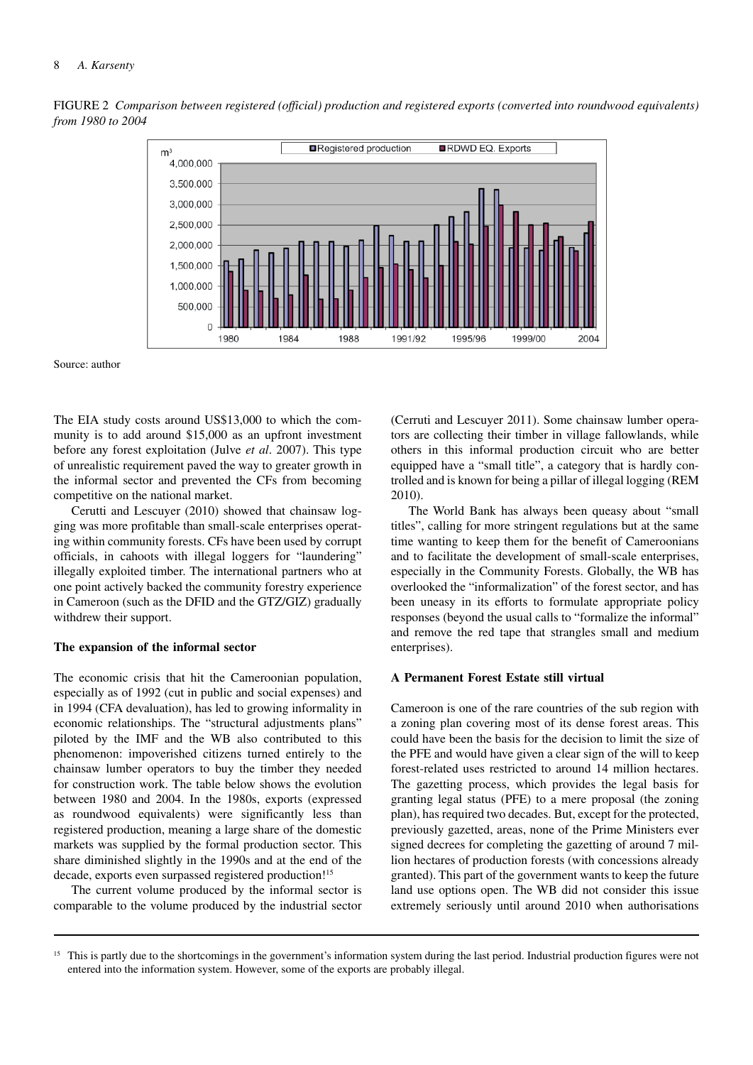FIGURE 2 *Comparison between registered (official) production and registered exports (converted into roundwood equivalents) from 1980 to 2004*

Source: author

The EIA study costs around US$13,000 to which the community is to add around $15,000 as an upfront investment before any forest exploitation (Julve *et al*. 2007). This type of unrealistic requirement paved the way to greater growth in the informal sector and prevented the CFs from becoming competitive on the national market.

Cerutti and Lescuyer (2010) showed that chainsaw logging was more profitable than small-scale enterprises operating within community forests. CFs have been used by corrupt officials, in cahoots with illegal loggers for "laundering" illegally exploited timber. The international partners who at one point actively backed the community forestry experience in Cameroon (such as the DFID and the GTZ/GIZ) gradually withdrew their support.

**The expansion of the informal sector**

The economic crisis that hit the Cameroonian population, especially as of 1992 (cut in public and social expenses) and in 1994 (CFA devaluation), has led to growing informality in economic relationships. The "structural adjustments plans" piloted by the IMF and the WB also contributed to this phenomenon: impoverished citizens turned entirely to the chainsaw lumber operators to buy the timber they needed for construction work. The table below shows the evolution between 1980 and 2004. In the 1980s, exports (expressed as roundwood equivalents) were significantly less than registered production, meaning a large share of the domestic markets was supplied by the formal production sector. This share diminished slightly in the 1990s and at the end of the decade, exports even surpassed registered production![15]

The current volume produced by the informal sector is comparable to the volume produced by the industrial sector (Cerruti and Lescuyer 2011). Some chainsaw lumber operators are collecting their timber in village fallowlands, while others in this informal production circuit who are better equipped have a "small title", a category that is hardly controlled and is known for being a pillar of illegal logging (REM 2010).

The World Bank has always been queasy about "small titles", calling for more stringent regulations but at the same time wanting to keep them for the benefit of Cameroonians and to facilitate the development of small-scale enterprises, especially in the Community Forests. Globally, the WB has overlooked the "informalization" of the forest sector, and has been uneasy in its efforts to formulate appropriate policy responses (beyond the usual calls to "formalize the informal" and remove the red tape that strangles small and medium enterprises).

**A Permanent Forest Estate still virtual**

Cameroon is one of the rare countries of the sub region with a zoning plan covering most of its dense forest areas. This could have been the basis for the decision to limit the size of the PFE and would have given a clear sign of the will to keep forest-related uses restricted to around 14 million hectares. The gazetting process, which provides the legal basis for granting legal status (PFE) to a mere proposal (the zoning plan), has required two decades. But, except for the protected, previously gazetted, areas, none of the Prime Ministers ever signed decrees for completing the gazetting of around 7 million hectares of production forests (with concessions already granted). This part of the government wants to keep the future land use options open. The WB did not consider this issue extremely seriously until around 2010 when authorisations

[15] This is partly due to the shortcomings in the government's information system during the last period. Industrial production figures were not entered into the information system. However, some of the exports are probably illegal.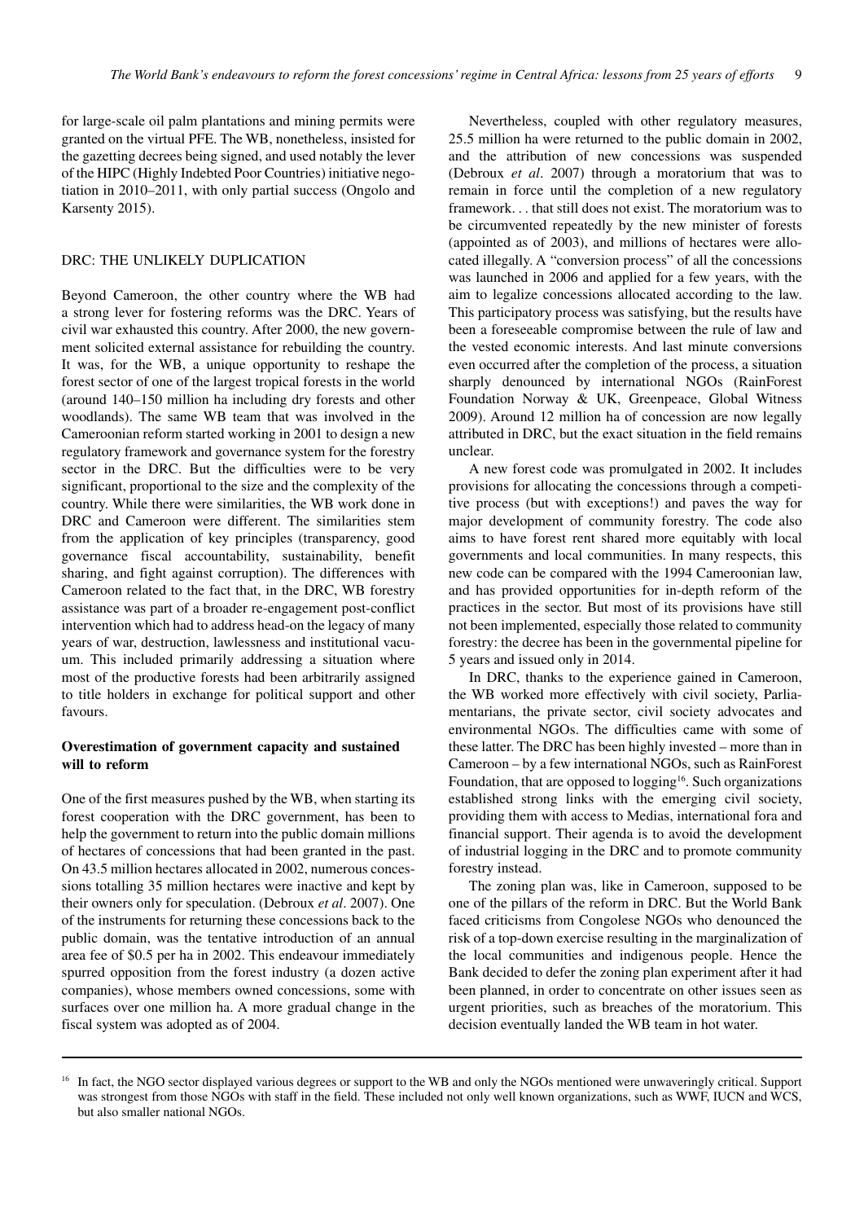for large-scale oil palm plantations and mining permits were granted on the virtual PFE. The WB, nonetheless, insisted for the gazetting decrees being signed, and used notably the lever of the HIPC (Highly Indebted Poor Countries) initiative negotiation in 2010–2011, with only partial success (Ongolo and Karsenty 2015).

## DRC: THE UNLIKELY DUPLICATION

Beyond Cameroon, the other country where the WB had a strong lever for fostering reforms was the DRC. Years of civil war exhausted this country. After 2000, the new government solicited external assistance for rebuilding the country. It was, for the WB, a unique opportunity to reshape the forest sector of one of the largest tropical forests in the world (around 140–150 million ha including dry forests and other woodlands). The same WB team that was involved in the Cameroonian reform started working in 2001 to design a new regulatory framework and governance system for the forestry sector in the DRC. But the difficulties were to be very significant, proportional to the size and the complexity of the country. While there were similarities, the WB work done in DRC and Cameroon were different. The similarities stem from the application of key principles (transparency, good governance fiscal accountability, sustainability, benefit sharing, and fight against corruption). The differences with Cameroon related to the fact that, in the DRC, WB forestry assistance was part of a broader re-engagement post-conflict intervention which had to address head-on the legacy of many years of war, destruction, lawlessness and institutional vacuum. This included primarily addressing a situation where most of the productive forests had been arbitrarily assigned to title holders in exchange for political support and other favours.

### Overestimation of government capacity and sustained will to reform

One of the first measures pushed by the WB, when starting its forest cooperation with the DRC government, has been to help the government to return into the public domain millions of hectares of concessions that had been granted in the past. On 43.5 million hectares allocated in 2002, numerous concessions totalling 35 million hectares were inactive and kept by their owners only for speculation. (Debroux *et al*. 2007). One of the instruments for returning these concessions back to the public domain, was the tentative introduction of an annual area fee of $0.5 per ha in 2002. This endeavour immediately spurred opposition from the forest industry (a dozen active companies), whose members owned concessions, some with surfaces over one million ha. A more gradual change in the fiscal system was adopted as of 2004.

Nevertheless, coupled with other regulatory measures, 25.5 million ha were returned to the public domain in 2002, and the attribution of new concessions was suspended (Debroux *et al*. 2007) through a moratorium that was to remain in force until the completion of a new regulatory framework. . . that still does not exist. The moratorium was to be circumvented repeatedly by the new minister of forests (appointed as of 2003), and millions of hectares were allocated illegally. A "conversion process" of all the concessions was launched in 2006 and applied for a few years, with the aim to legalize concessions allocated according to the law. This participatory process was satisfying, but the results have been a foreseeable compromise between the rule of law and the vested economic interests. And last minute conversions even occurred after the completion of the process, a situation sharply denounced by international NGOs (RainForest Foundation Norway & UK, Greenpeace, Global Witness 2009). Around 12 million ha of concession are now legally attributed in DRC, but the exact situation in the field remains unclear.

A new forest code was promulgated in 2002. It includes provisions for allocating the concessions through a competitive process (but with exceptions!) and paves the way for major development of community forestry. The code also aims to have forest rent shared more equitably with local governments and local communities. In many respects, this new code can be compared with the 1994 Cameroonian law, and has provided opportunities for in-depth reform of the practices in the sector. But most of its provisions have still not been implemented, especially those related to community forestry: the decree has been in the governmental pipeline for 5 years and issued only in 2014.

In DRC, thanks to the experience gained in Cameroon, the WB worked more effectively with civil society, Parliamentarians, the private sector, civil society advocates and environmental NGOs. The difficulties came with some of these latter. The DRC has been highly invested – more than in Cameroon – by a few international NGOs, such as RainForest Foundation, that are opposed to logging[16]. Such organizations established strong links with the emerging civil society, providing them with access to Medias, international fora and financial support. Their agenda is to avoid the development of industrial logging in the DRC and to promote community forestry instead.

The zoning plan was, like in Cameroon, supposed to be one of the pillars of the reform in DRC. But the World Bank faced criticisms from Congolese NGOs who denounced the risk of a top-down exercise resulting in the marginalization of the local communities and indigenous people. Hence the Bank decided to defer the zoning plan experiment after it had been planned, in order to concentrate on other issues seen as urgent priorities, such as breaches of the moratorium. This decision eventually landed the WB team in hot water.

[16] In fact, the NGO sector displayed various degrees or support to the WB and only the NGOs mentioned were unwaveringly critical. Support was strongest from those NGOs with staff in the field. These included not only well known organizations, such as WWF, IUCN and WCS, but also smaller national NGOs.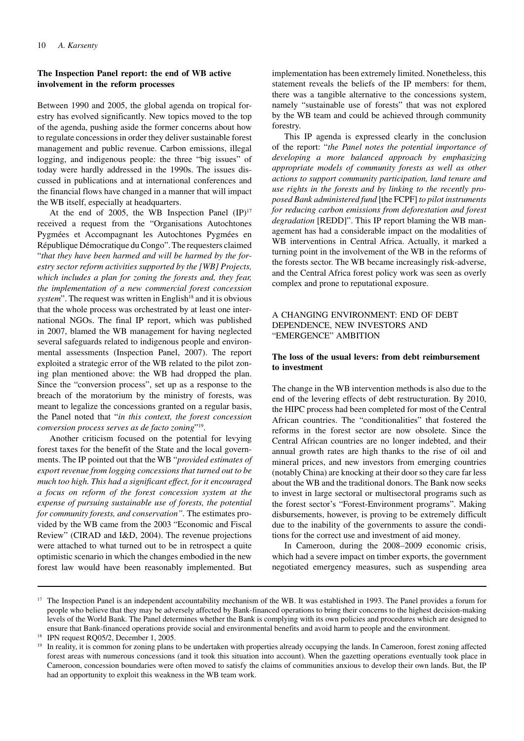### The Inspection Panel report: the end of WB active involvement in the reform processes

Between 1990 and 2005, the global agenda on tropical forestry has evolved significantly. New topics moved to the top of the agenda, pushing aside the former concerns about how to regulate concessions in order they deliver sustainable forest management and public revenue. Carbon emissions, illegal logging, and indigenous people: the three "big issues" of today were hardly addressed in the 1990s. The issues discussed in publications and at international conferences and the financial flows have changed in a manner that will impact the WB itself, especially at headquarters.

At the end of 2005, the WB Inspection Panel (IP)[17] received a request from the "Organisations Autochtones Pygmées et Accompagnant les Autochtones Pygmées en République Démocratique du Congo". The requesters claimed "*that they have been harmed and will be harmed by the forestry sector reform activities supported by the [WB] Projects, which includes a plan for zoning the forests and, they fear, the implementation of a new commercial forest concession system*". The request was written in English[18] and it is obvious that the whole process was orchestrated by at least one international NGOs. The final IP report, which was published in 2007, blamed the WB management for having neglected several safeguards related to indigenous people and environmental assessments (Inspection Panel, 2007). The report exploited a strategic error of the WB related to the pilot zoning plan mentioned above: the WB had dropped the plan. Since the "conversion process", set up as a response to the breach of the moratorium by the ministry of forests, was meant to legalize the concessions granted on a regular basis, the Panel noted that "*in this context, the forest concession conversion process serves as de facto zoning*"[19].

Another criticism focused on the potential for levying forest taxes for the benefit of the State and the local governments. The IP pointed out that the WB "*provided estimates of export revenue from logging concessions that turned out to be much too high. This had a significant effect, for it encouraged a focus on reform of the forest concession system at the expense of pursuing sustainable use of forests, the potential for community forests, and conservation"*. The estimates provided by the WB came from the 2003 "Economic and Fiscal Review" (CIRAD and I&D, 2004). The revenue projections were attached to what turned out to be in retrospect a quite optimistic scenario in which the changes embodied in the new forest law would have been reasonably implemented. But implementation has been extremely limited. Nonetheless, this statement reveals the beliefs of the IP members: for them, there was a tangible alternative to the concessions system, namely "sustainable use of forests" that was not explored by the WB team and could be achieved through community forestry.

This IP agenda is expressed clearly in the conclusion of the report: "*the Panel notes the potential importance of developing a more balanced approach by emphasizing appropriate models of community forests as well as other actions to support community participation, land tenure and use rights in the forests and by linking to the recently proposed Bank administered fund* [the FCPF] *to pilot instruments for reducing carbon emissions from deforestation and forest degradation* [REDD]". This IP report blaming the WB management has had a considerable impact on the modalities of WB interventions in Central Africa. Actually, it marked a turning point in the involvement of the WB in the reforms of the forests sector. The WB became increasingly risk-adverse, and the Central Africa forest policy work was seen as overly complex and prone to reputational exposure.

## A CHANGING ENVIRONMENT: END OF DEBT DEPENDENCE, NEW INVESTORS AND "EMERGENCE" AMBITION

### The loss of the usual levers: from debt reimbursement to investment

The change in the WB intervention methods is also due to the end of the levering effects of debt restructuration. By 2010, the HIPC process had been completed for most of the Central African countries. The "conditionalities" that fostered the reforms in the forest sector are now obsolete. Since the Central African countries are no longer indebted, and their annual growth rates are high thanks to the rise of oil and mineral prices, and new investors from emerging countries (notably China) are knocking at their door so they care far less about the WB and the traditional donors. The Bank now seeks to invest in large sectoral or multisectoral programs such as the forest sector's "Forest-Environment programs". Making disbursements, however, is proving to be extremely difficult due to the inability of the governments to assure the conditions for the correct use and investment of aid money.

In Cameroon, during the 2008–2009 economic crisis, which had a severe impact on timber exports, the government negotiated emergency measures, such as suspending area

---

[17] The Inspection Panel is an independent accountability mechanism of the WB. It was established in 1993. The Panel provides a forum for people who believe that they may be adversely affected by Bank-financed operations to bring their concerns to the highest decision-making levels of the World Bank. The Panel determines whether the Bank is complying with its own policies and procedures which are designed to ensure that Bank-financed operations provide social and environmental benefits and avoid harm to people and the environment.

[18] IPN request RQ05/2, December 1, 2005.

[19] In reality, it is common for zoning plans to be undertaken with properties already occupying the lands. In Cameroon, forest zoning affected forest areas with numerous concessions (and it took this situation into account). When the gazetting operations eventually took place in Cameroon, concession boundaries were often moved to satisfy the claims of communities anxious to develop their own lands. But, the IP had an opportunity to exploit this weakness in the WB team work.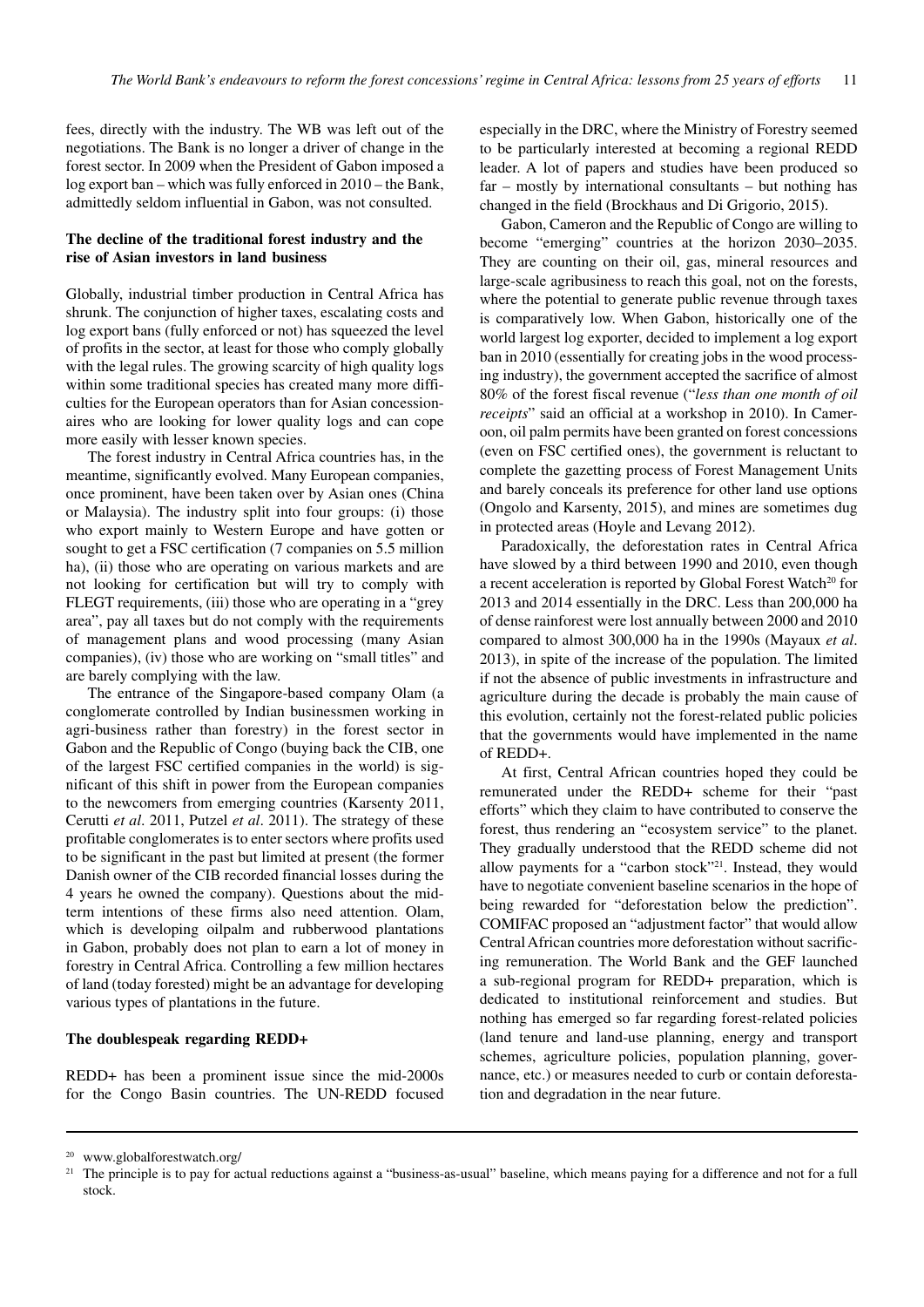fees, directly with the industry. The WB was left out of the negotiations. The Bank is no longer a driver of change in the forest sector. In 2009 when the President of Gabon imposed a log export ban – which was fully enforced in 2010 – the Bank, admittedly seldom influential in Gabon, was not consulted.

### The decline of the traditional forest industry and the rise of Asian investors in land business

Globally, industrial timber production in Central Africa has shrunk. The conjunction of higher taxes, escalating costs and log export bans (fully enforced or not) has squeezed the level of profits in the sector, at least for those who comply globally with the legal rules. The growing scarcity of high quality logs within some traditional species has created many more difficulties for the European operators than for Asian concessionaires who are looking for lower quality logs and can cope more easily with lesser known species.

The forest industry in Central Africa countries has, in the meantime, significantly evolved. Many European companies, once prominent, have been taken over by Asian ones (China or Malaysia). The industry split into four groups: (i) those who export mainly to Western Europe and have gotten or sought to get a FSC certification (7 companies on 5.5 million ha), (ii) those who are operating on various markets and are not looking for certification but will try to comply with FLEGT requirements, (iii) those who are operating in a "grey area", pay all taxes but do not comply with the requirements of management plans and wood processing (many Asian companies), (iv) those who are working on "small titles" and are barely complying with the law.

The entrance of the Singapore-based company Olam (a conglomerate controlled by Indian businessmen working in agri-business rather than forestry) in the forest sector in Gabon and the Republic of Congo (buying back the CIB, one of the largest FSC certified companies in the world) is significant of this shift in power from the European companies to the newcomers from emerging countries (Karsenty 2011, Cerutti *et al*. 2011, Putzel *et al*. 2011). The strategy of these profitable conglomerates is to enter sectors where profits used to be significant in the past but limited at present (the former Danish owner of the CIB recorded financial losses during the 4 years he owned the company). Questions about the mid-term intentions of these firms also need attention. Olam, which is developing oilpalm and rubberwood plantations in Gabon, probably does not plan to earn a lot of money in forestry in Central Africa. Controlling a few million hectares of land (today forested) might be an advantage for developing various types of plantations in the future.

### The doublespeak regarding REDD+

REDD+ has been a prominent issue since the mid-2000s for the Congo Basin countries. The UN-REDD focused especially in the DRC, where the Ministry of Forestry seemed to be particularly interested at becoming a regional REDD leader. A lot of papers and studies have been produced so far – mostly by international consultants – but nothing has changed in the field (Brockhaus and Di Grigorio, 2015).

Gabon, Cameron and the Republic of Congo are willing to become "emerging" countries at the horizon 2030–2035. They are counting on their oil, gas, mineral resources and large-scale agribusiness to reach this goal, not on the forests, where the potential to generate public revenue through taxes is comparatively low. When Gabon, historically one of the world largest log exporter, decided to implement a log export ban in 2010 (essentially for creating jobs in the wood processing industry), the government accepted the sacrifice of almost 80% of the forest fiscal revenue ("*less than one month of oil receipts*" said an official at a workshop in 2010). In Cameroon, oil palm permits have been granted on forest concessions (even on FSC certified ones), the government is reluctant to complete the gazetting process of Forest Management Units and barely conceals its preference for other land use options (Ongolo and Karsenty, 2015), and mines are sometimes dug in protected areas (Hoyle and Levang 2012).

Paradoxically, the deforestation rates in Central Africa have slowed by a third between 1990 and 2010, even though a recent acceleration is reported by Global Forest Watch[20] for 2013 and 2014 essentially in the DRC. Less than 200,000 ha of dense rainforest were lost annually between 2000 and 2010 compared to almost 300,000 ha in the 1990s (Mayaux *et al*. 2013), in spite of the increase of the population. The limited if not the absence of public investments in infrastructure and agriculture during the decade is probably the main cause of this evolution, certainly not the forest-related public policies that the governments would have implemented in the name of REDD+.

At first, Central African countries hoped they could be remunerated under the REDD+ scheme for their "past efforts" which they claim to have contributed to conserve the forest, thus rendering an "ecosystem service" to the planet. They gradually understood that the REDD scheme did not allow payments for a "carbon stock"[21]. Instead, they would have to negotiate convenient baseline scenarios in the hope of being rewarded for "deforestation below the prediction". COMIFAC proposed an "adjustment factor" that would allow Central African countries more deforestation without sacrificing remuneration. The World Bank and the GEF launched a sub-regional program for REDD+ preparation, which is dedicated to institutional reinforcement and studies. But nothing has emerged so far regarding forest-related policies (land tenure and land-use planning, energy and transport schemes, agriculture policies, population planning, governance, etc.) or measures needed to curb or contain deforestation and degradation in the near future.

---

[20] www.globalforestwatch.org/

[21] The principle is to pay for actual reductions against a "business-as-usual" baseline, which means paying for a difference and not for a full stock.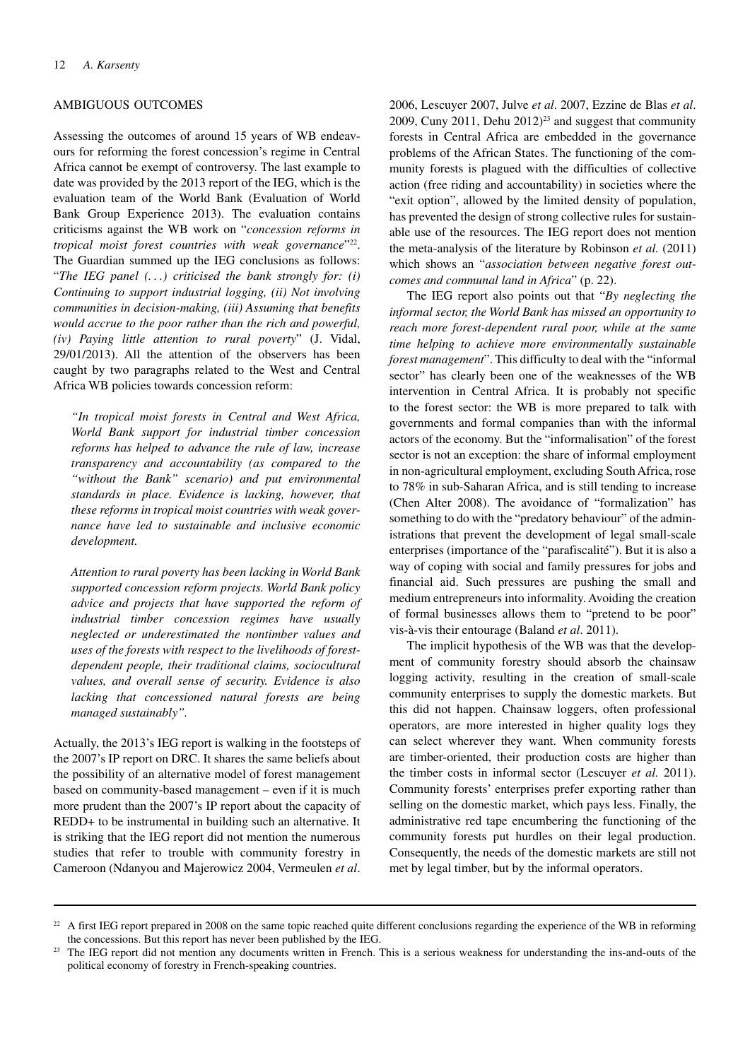## AMBIGUOUS OUTCOMES

Assessing the outcomes of around 15 years of WB endeavours for reforming the forest concession's regime in Central Africa cannot be exempt of controversy. The last example to date was provided by the 2013 report of the IEG, which is the evaluation team of the World Bank (Evaluation of World Bank Group Experience 2013). The evaluation contains criticisms against the WB work on "*concession reforms in tropical moist forest countries with weak governance*"[22]. The Guardian summed up the IEG conclusions as follows: "*The IEG panel (...) criticised the bank strongly for: (i) Continuing to support industrial logging, (ii) Not involving communities in decision-making, (iii) Assuming that benefits would accrue to the poor rather than the rich and powerful, (iv) Paying little attention to rural poverty*" (J. Vidal, 29/01/2013). All the attention of the observers has been caught by two paragraphs related to the West and Central Africa WB policies towards concession reform:

> *"In tropical moist forests in Central and West Africa, World Bank support for industrial timber concession reforms has helped to advance the rule of law, increase transparency and accountability (as compared to the "without the Bank" scenario) and put environmental standards in place. Evidence is lacking, however, that these reforms in tropical moist countries with weak governance have led to sustainable and inclusive economic development.*
>
> *Attention to rural poverty has been lacking in World Bank supported concession reform projects. World Bank policy advice and projects that have supported the reform of industrial timber concession regimes have usually neglected or underestimated the nontimber values and uses of the forests with respect to the livelihoods of forest-dependent people, their traditional claims, sociocultural values, and overall sense of security. Evidence is also lacking that concessioned natural forests are being managed sustainably".*

Actually, the 2013's IEG report is walking in the footsteps of the 2007's IP report on DRC. It shares the same beliefs about the possibility of an alternative model of forest management based on community-based management – even if it is much more prudent than the 2007's IP report about the capacity of REDD+ to be instrumental in building such an alternative. It is striking that the IEG report did not mention the numerous studies that refer to trouble with community forestry in Cameroon (Ndanyou and Majerowicz 2004, Vermeulen *et al*. 2006, Lescuyer 2007, Julve *et al*. 2007, Ezzine de Blas *et al*. 2009, Cuny 2011, Dehu 2012)[23] and suggest that community forests in Central Africa are embedded in the governance problems of the African States. The functioning of the community forests is plagued with the difficulties of collective action (free riding and accountability) in societies where the "exit option", allowed by the limited density of population, has prevented the design of strong collective rules for sustainable use of the resources. The IEG report does not mention the meta-analysis of the literature by Robinson *et al.* (2011) which shows an "*association between negative forest outcomes and communal land in Africa*" (p. 22).

The IEG report also points out that "*By neglecting the informal sector, the World Bank has missed an opportunity to reach more forest-dependent rural poor, while at the same time helping to achieve more environmentally sustainable forest management*". This difficulty to deal with the "informal sector" has clearly been one of the weaknesses of the WB intervention in Central Africa. It is probably not specific to the forest sector: the WB is more prepared to talk with governments and formal companies than with the informal actors of the economy. But the "informalisation" of the forest sector is not an exception: the share of informal employment in non-agricultural employment, excluding South Africa, rose to 78% in sub-Saharan Africa, and is still tending to increase (Chen Alter 2008). The avoidance of "formalization" has something to do with the "predatory behaviour" of the administrations that prevent the development of legal small-scale enterprises (importance of the "parafiscalité"). But it is also a way of coping with social and family pressures for jobs and financial aid. Such pressures are pushing the small and medium entrepreneurs into informality. Avoiding the creation of formal businesses allows them to "pretend to be poor" vis-à-vis their entourage (Baland *et al*. 2011).

The implicit hypothesis of the WB was that the development of community forestry should absorb the chainsaw logging activity, resulting in the creation of small-scale community enterprises to supply the domestic markets. But this did not happen. Chainsaw loggers, often professional operators, are more interested in higher quality logs they can select wherever they want. When community forests are timber-oriented, their production costs are higher than the timber costs in informal sector (Lescuyer *et al.* 2011). Community forests' enterprises prefer exporting rather than selling on the domestic market, which pays less. Finally, the administrative red tape encumbering the functioning of the community forests put hurdles on their legal production. Consequently, the needs of the domestic markets are still not met by legal timber, but by the informal operators.

---

[22] A first IEG report prepared in 2008 on the same topic reached quite different conclusions regarding the experience of the WB in reforming the concessions. But this report has never been published by the IEG.

[23] The IEG report did not mention any documents written in French. This is a serious weakness for understanding the ins-and-outs of the political economy of forestry in French-speaking countries.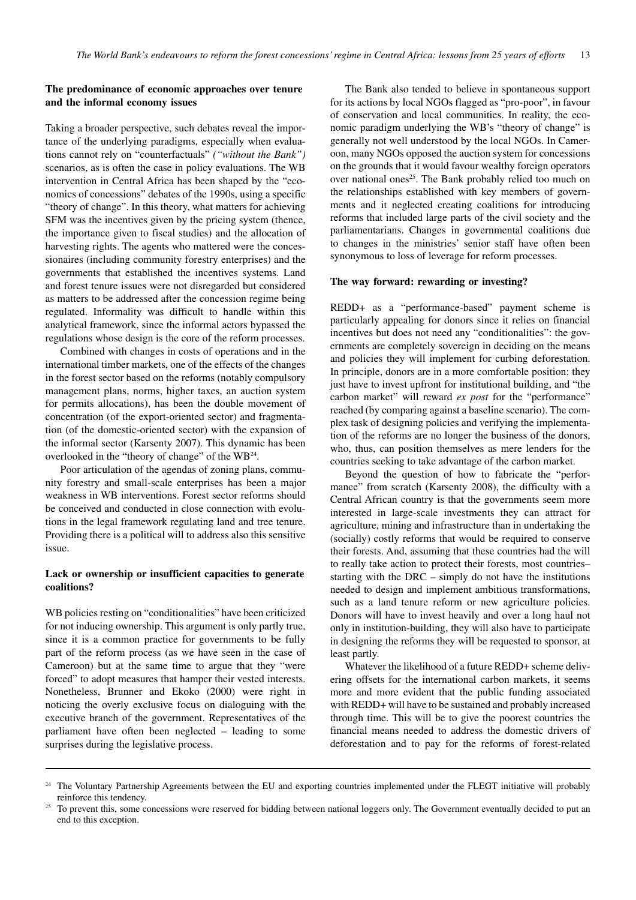### The predominance of economic approaches over tenure and the informal economy issues

Taking a broader perspective, such debates reveal the importance of the underlying paradigms, especially when evaluations cannot rely on "counterfactuals" *("without the Bank")* scenarios, as is often the case in policy evaluations. The WB intervention in Central Africa has been shaped by the "economics of concessions" debates of the 1990s, using a specific "theory of change". In this theory, what matters for achieving SFM was the incentives given by the pricing system (thence, the importance given to fiscal studies) and the allocation of harvesting rights. The agents who mattered were the concessionaires (including community forestry enterprises) and the governments that established the incentives systems. Land and forest tenure issues were not disregarded but considered as matters to be addressed after the concession regime being regulated. Informality was difficult to handle within this analytical framework, since the informal actors bypassed the regulations whose design is the core of the reform processes.

Combined with changes in costs of operations and in the international timber markets, one of the effects of the changes in the forest sector based on the reforms (notably compulsory management plans, norms, higher taxes, an auction system for permits allocations), has been the double movement of concentration (of the export-oriented sector) and fragmentation (of the domestic-oriented sector) with the expansion of the informal sector (Karsenty 2007). This dynamic has been overlooked in the "theory of change" of the WB[24].

Poor articulation of the agendas of zoning plans, community forestry and small-scale enterprises has been a major weakness in WB interventions. Forest sector reforms should be conceived and conducted in close connection with evolutions in the legal framework regulating land and tree tenure. Providing there is a political will to address also this sensitive issue.

### Lack or ownership or insufficient capacities to generate coalitions?

WB policies resting on "conditionalities" have been criticized for not inducing ownership. This argument is only partly true, since it is a common practice for governments to be fully part of the reform process (as we have seen in the case of Cameroon) but at the same time to argue that they "were forced" to adopt measures that hamper their vested interests. Nonetheless, Brunner and Ekoko (2000) were right in noticing the overly exclusive focus on dialoguing with the executive branch of the government. Representatives of the parliament have often been neglected – leading to some surprises during the legislative process.

The Bank also tended to believe in spontaneous support for its actions by local NGOs flagged as "pro-poor", in favour of conservation and local communities. In reality, the economic paradigm underlying the WB's "theory of change" is generally not well understood by the local NGOs. In Cameroon, many NGOs opposed the auction system for concessions on the grounds that it would favour wealthy foreign operators over national ones[25]. The Bank probably relied too much on the relationships established with key members of governments and it neglected creating coalitions for introducing reforms that included large parts of the civil society and the parliamentarians. Changes in governmental coalitions due to changes in the ministries' senior staff have often been synonymous to loss of leverage for reform processes.

### The way forward: rewarding or investing?

REDD+ as a "performance-based" payment scheme is particularly appealing for donors since it relies on financial incentives but does not need any "conditionalities": the governments are completely sovereign in deciding on the means and policies they will implement for curbing deforestation. In principle, donors are in a more comfortable position: they just have to invest upfront for institutional building, and "the carbon market" will reward *ex post* for the "performance" reached (by comparing against a baseline scenario). The complex task of designing policies and verifying the implementation of the reforms are no longer the business of the donors, who, thus, can position themselves as mere lenders for the countries seeking to take advantage of the carbon market.

Beyond the question of how to fabricate the "performance" from scratch (Karsenty 2008), the difficulty with a Central African country is that the governments seem more interested in large-scale investments they can attract for agriculture, mining and infrastructure than in undertaking the (socially) costly reforms that would be required to conserve their forests. And, assuming that these countries had the will to really take action to protect their forests, most countries– starting with the DRC – simply do not have the institutions needed to design and implement ambitious transformations, such as a land tenure reform or new agriculture policies. Donors will have to invest heavily and over a long haul not only in institution-building, they will also have to participate in designing the reforms they will be requested to sponsor, at least partly.

Whatever the likelihood of a future REDD+ scheme delivering offsets for the international carbon markets, it seems more and more evident that the public funding associated with REDD+ will have to be sustained and probably increased through time. This will be to give the poorest countries the financial means needed to address the domestic drivers of deforestation and to pay for the reforms of forest-related

---

[24] The Voluntary Partnership Agreements between the EU and exporting countries implemented under the FLEGT initiative will probably reinforce this tendency.

[25] To prevent this, some concessions were reserved for bidding between national loggers only. The Government eventually decided to put an end to this exception.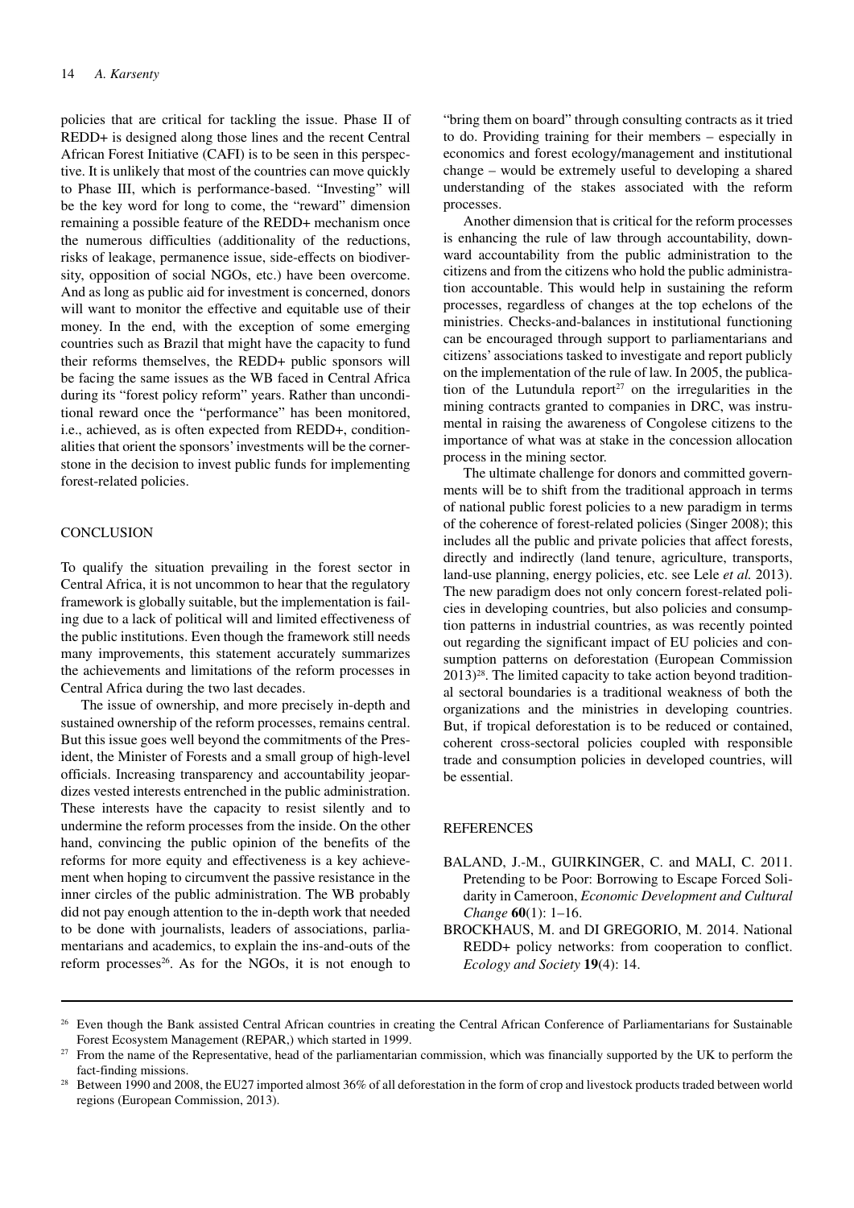policies that are critical for tackling the issue. Phase II of REDD+ is designed along those lines and the recent Central African Forest Initiative (CAFI) is to be seen in this perspective. It is unlikely that most of the countries can move quickly to Phase III, which is performance-based. "Investing" will be the key word for long to come, the "reward" dimension remaining a possible feature of the REDD+ mechanism once the numerous difficulties (additionality of the reductions, risks of leakage, permanence issue, side-effects on biodiversity, opposition of social NGOs, etc.) have been overcome. And as long as public aid for investment is concerned, donors will want to monitor the effective and equitable use of their money. In the end, with the exception of some emerging countries such as Brazil that might have the capacity to fund their reforms themselves, the REDD+ public sponsors will be facing the same issues as the WB faced in Central Africa during its "forest policy reform" years. Rather than unconditional reward once the "performance" has been monitored, i.e., achieved, as is often expected from REDD+, conditionalities that orient the sponsors' investments will be the cornerstone in the decision to invest public funds for implementing forest-related policies.

## CONCLUSION

To qualify the situation prevailing in the forest sector in Central Africa, it is not uncommon to hear that the regulatory framework is globally suitable, but the implementation is failing due to a lack of political will and limited effectiveness of the public institutions. Even though the framework still needs many improvements, this statement accurately summarizes the achievements and limitations of the reform processes in Central Africa during the two last decades.

The issue of ownership, and more precisely in-depth and sustained ownership of the reform processes, remains central. But this issue goes well beyond the commitments of the President, the Minister of Forests and a small group of high-level officials. Increasing transparency and accountability jeopardizes vested interests entrenched in the public administration. These interests have the capacity to resist silently and to undermine the reform processes from the inside. On the other hand, convincing the public opinion of the benefits of the reforms for more equity and effectiveness is a key achievement when hoping to circumvent the passive resistance in the inner circles of the public administration. The WB probably did not pay enough attention to the in-depth work that needed to be done with journalists, leaders of associations, parliamentarians and academics, to explain the ins-and-outs of the reform processes[26]. As for the NGOs, it is not enough to "bring them on board" through consulting contracts as it tried to do. Providing training for their members – especially in economics and forest ecology/management and institutional change – would be extremely useful to developing a shared understanding of the stakes associated with the reform processes.

Another dimension that is critical for the reform processes is enhancing the rule of law through accountability, downward accountability from the public administration to the citizens and from the citizens who hold the public administration accountable. This would help in sustaining the reform processes, regardless of changes at the top echelons of the ministries. Checks-and-balances in institutional functioning can be encouraged through support to parliamentarians and citizens' associations tasked to investigate and report publicly on the implementation of the rule of law. In 2005, the publication of the Lutundula report[27] on the irregularities in the mining contracts granted to companies in DRC, was instrumental in raising the awareness of Congolese citizens to the importance of what was at stake in the concession allocation process in the mining sector.

The ultimate challenge for donors and committed governments will be to shift from the traditional approach in terms of national public forest policies to a new paradigm in terms of the coherence of forest-related policies (Singer 2008); this includes all the public and private policies that affect forests, directly and indirectly (land tenure, agriculture, transports, land-use planning, energy policies, etc. see Lele *et al.* 2013). The new paradigm does not only concern forest-related policies in developing countries, but also policies and consumption patterns in industrial countries, as was recently pointed out regarding the significant impact of EU policies and consumption patterns on deforestation (European Commission 2013)[28]. The limited capacity to take action beyond traditional sectoral boundaries is a traditional weakness of both the organizations and the ministries in developing countries. But, if tropical deforestation is to be reduced or contained, coherent cross-sectoral policies coupled with responsible trade and consumption policies in developed countries, will be essential.

## REFERENCES

BALAND, J.-M., GUIRKINGER, C. and MALI, C. 2011. Pretending to be Poor: Borrowing to Escape Forced Solidarity in Cameroon, *Economic Development and Cultural Change* **60**(1): 1–16.

BROCKHAUS, M. and DI GREGORIO, M. 2014. National REDD+ policy networks: from cooperation to conflict. *Ecology and Society* **19**(4): 14.

---

[26] Even though the Bank assisted Central African countries in creating the Central African Conference of Parliamentarians for Sustainable Forest Ecosystem Management (REPAR,) which started in 1999.

[27] From the name of the Representative, head of the parliamentarian commission, which was financially supported by the UK to perform the fact-finding missions.

[28] Between 1990 and 2008, the EU27 imported almost 36% of all deforestation in the form of crop and livestock products traded between world regions (European Commission, 2013).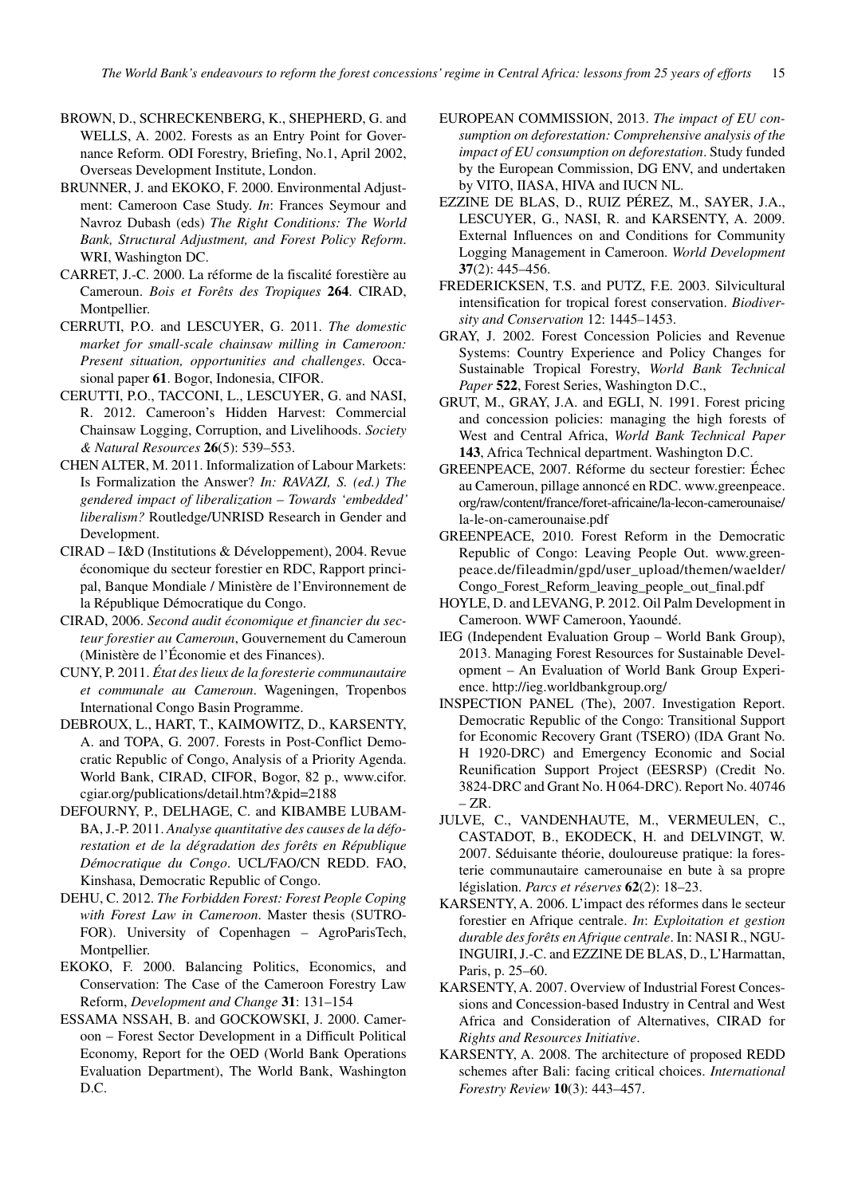BROWN, D., SCHRECKENBERG, K., SHEPHERD, G. and WELLS, A. 2002. Forests as an Entry Point for Governance Reform. ODI Forestry, Briefing, No.1, April 2002, Overseas Development Institute, London.

BRUNNER, J. and EKOKO, F. 2000. Environmental Adjustment: Cameroon Case Study. *In*: Frances Seymour and Navroz Dubash (eds) *The Right Conditions: The World Bank, Structural Adjustment, and Forest Policy Reform*. WRI, Washington DC.

CARRET, J.-C. 2000. La réforme de la fiscalité forestière au Cameroun. *Bois et Forêts des Tropiques* **264**. CIRAD, Montpellier.

CERRUTI, P.O. and LESCUYER, G. 2011. *The domestic market for small-scale chainsaw milling in Cameroon: Present situation, opportunities and challenges*. Occasional paper **61**. Bogor, Indonesia, CIFOR.

CERUTTI, P.O., TACCONI, L., LESCUYER, G. and NASI, R. 2012. Cameroon's Hidden Harvest: Commercial Chainsaw Logging, Corruption, and Livelihoods. *Society & Natural Resources* **26**(5): 539–553.

CHEN ALTER, M. 2011. Informalization of Labour Markets: Is Formalization the Answer? *In: RAVAZI, S. (ed.) The gendered impact of liberalization – Towards 'embedded' liberalism?* Routledge/UNRISD Research in Gender and Development.

CIRAD – I&D (Institutions & Développement), 2004. Revue économique du secteur forestier en RDC, Rapport principal, Banque Mondiale / Ministère de l'Environnement de la République Démocratique du Congo.

CIRAD, 2006. *Second audit économique et financier du secteur forestier au Cameroun*, Gouvernement du Cameroun (Ministère de l'Économie et des Finances).

CUNY, P. 2011. *État des lieux de la foresterie communautaire et communale au Cameroun*. Wageningen, Tropenbos International Congo Basin Programme.

DEBROUX, L., HART, T., KAIMOWITZ, D., KARSENTY, A. and TOPA, G. 2007. Forests in Post-Conflict Democratic Republic of Congo, Analysis of a Priority Agenda. World Bank, CIRAD, CIFOR, Bogor, 82 p., www.cifor.cgiar.org/publications/detail.htm?&pid=2188

DEFOURNY, P., DELHAGE, C. and KIBAMBE LUBAMBA, J.-P. 2011. *Analyse quantitative des causes de la déforestation et de la dégradation des forêts en République Démocratique du Congo*. UCL/FAO/CN REDD. FAO, Kinshasa, Democratic Republic of Congo.

DEHU, C. 2012. *The Forbidden Forest: Forest People Coping with Forest Law in Cameroon*. Master thesis (SUTROFOR). University of Copenhagen – AgroParisTech, Montpellier.

EKOKO, F. 2000. Balancing Politics, Economics, and Conservation: The Case of the Cameroon Forestry Law Reform, *Development and Change* **31**: 131–154

ESSAMA NSSAH, B. and GOCKOWSKI, J. 2000. Cameroon – Forest Sector Development in a Difficult Political Economy, Report for the OED (World Bank Operations Evaluation Department), The World Bank, Washington D.C.

EUROPEAN COMMISSION, 2013. *The impact of EU consumption on deforestation: Comprehensive analysis of the impact of EU consumption on deforestation*. Study funded by the European Commission, DG ENV, and undertaken by VITO, IIASA, HIVA and IUCN NL.

EZZINE DE BLAS, D., RUIZ PÉREZ, M., SAYER, J.A., LESCUYER, G., NASI, R. and KARSENTY, A. 2009. External Influences on and Conditions for Community Logging Management in Cameroon. *World Development* **37**(2): 445–456.

FREDERICKSEN, T.S. and PUTZ, F.E. 2003. Silvicultural intensification for tropical forest conservation. *Biodiversity and Conservation* 12: 1445–1453.

GRAY, J. 2002. Forest Concession Policies and Revenue Systems: Country Experience and Policy Changes for Sustainable Tropical Forestry, *World Bank Technical Paper* **522**, Forest Series, Washington D.C.,

GRUT, M., GRAY, J.A. and EGLI, N. 1991. Forest pricing and concession policies: managing the high forests of West and Central Africa, *World Bank Technical Paper* **143**, Africa Technical department. Washington D.C.

GREENPEACE, 2007. Réforme du secteur forestier: Échec au Cameroun, pillage annoncé en RDC. www.greenpeace.org/raw/content/france/foret-africaine/la-lecon-camerounaise/la-le-on-camerounaise.pdf

GREENPEACE, 2010. Forest Reform in the Democratic Republic of Congo: Leaving People Out. www.greenpeace.de/fileadmin/gpd/user_upload/themen/waelder/Congo_Forest_Reform_leaving_people_out_final.pdf

HOYLE, D. and LEVANG, P. 2012. Oil Palm Development in Cameroon. WWF Cameroon, Yaoundé.

IEG (Independent Evaluation Group – World Bank Group), 2013. Managing Forest Resources for Sustainable Development – An Evaluation of World Bank Group Experience. http://ieg.worldbankgroup.org/

INSPECTION PANEL (The), 2007. Investigation Report. Democratic Republic of the Congo: Transitional Support for Economic Recovery Grant (TSERO) (IDA Grant No. H 1920-DRC) and Emergency Economic and Social Reunification Support Project (EESRSP) (Credit No. 3824-DRC and Grant No. H 064-DRC). Report No. 40746 – ZR.

JULVE, C., VANDENHAUTE, M., VERMEULEN, C., CASTADOT, B., EKODECK, H. and DELVINGT, W. 2007. Séduisante théorie, douloureuse pratique: la foresterie communautaire camerounaise en bute à sa propre législation. *Parcs et réserves* **62**(2): 18–23.

KARSENTY, A. 2006. L'impact des réformes dans le secteur forestier en Afrique centrale. *In*: *Exploitation et gestion durable des forêts en Afrique centrale*. In: NASI R., NGUINGUIRI, J.-C. and EZZINE DE BLAS, D., L'Harmattan, Paris, p. 25–60.

KARSENTY, A. 2007. Overview of Industrial Forest Concessions and Concession-based Industry in Central and West Africa and Consideration of Alternatives, CIRAD for *Rights and Resources Initiative*.

KARSENTY, A. 2008. The architecture of proposed REDD schemes after Bali: facing critical choices. *International Forestry Review* **10**(3): 443–457.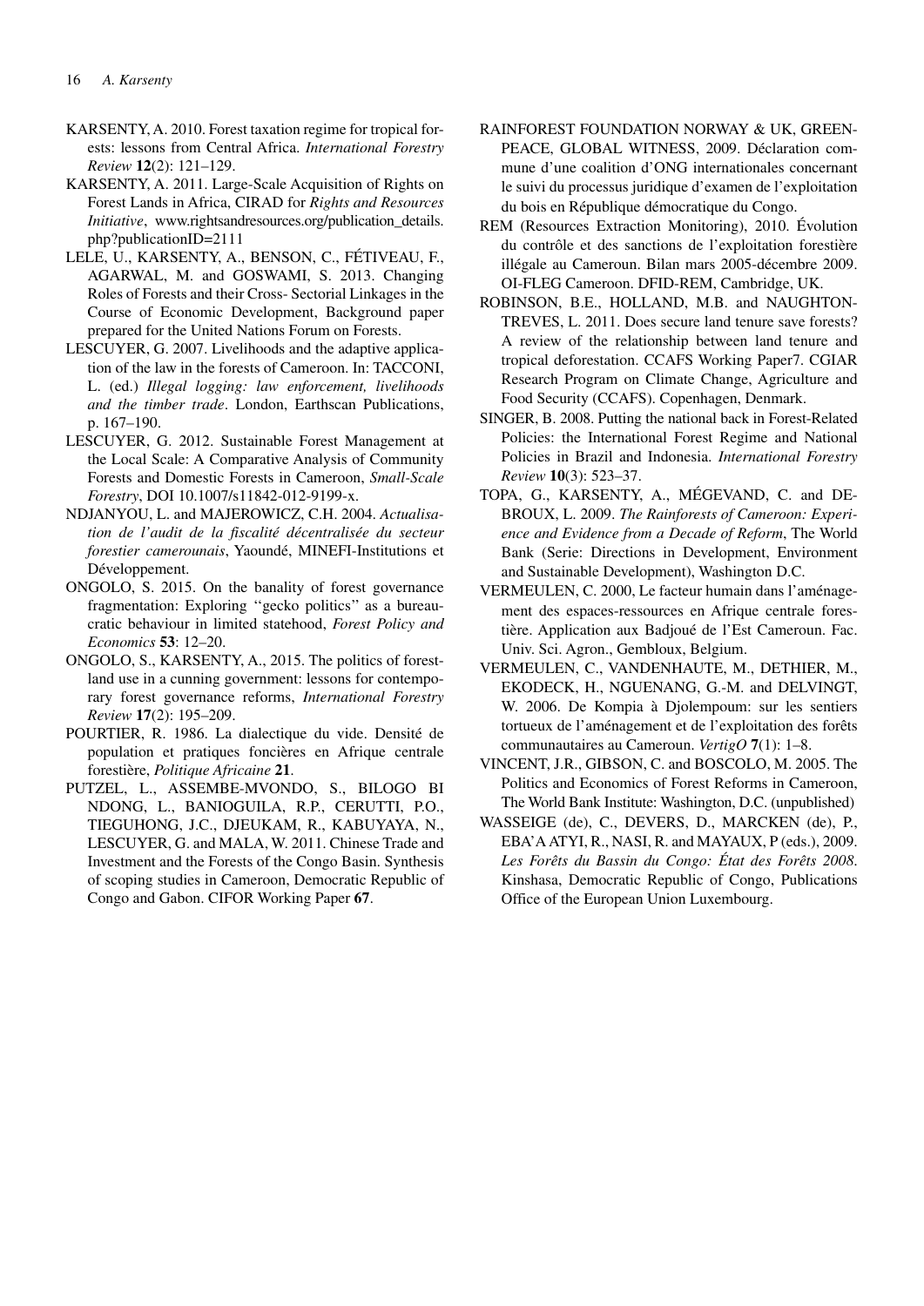KARSENTY, A. 2010. Forest taxation regime for tropical forests: lessons from Central Africa. *International Forestry Review* **12**(2): 121–129.

KARSENTY, A. 2011. Large-Scale Acquisition of Rights on Forest Lands in Africa, CIRAD for *Rights and Resources Initiative*, www.rightsandresources.org/publication_details.php?publicationID=2111

LELE, U., KARSENTY, A., BENSON, C., FÉTIVEAU, F., AGARWAL, M. and GOSWAMI, S. 2013. Changing Roles of Forests and their Cross- Sectorial Linkages in the Course of Economic Development, Background paper prepared for the United Nations Forum on Forests.

LESCUYER, G. 2007. Livelihoods and the adaptive application of the law in the forests of Cameroon. In: TACCONI, L. (ed.) *Illegal logging: law enforcement, livelihoods and the timber trade*. London, Earthscan Publications, p. 167–190.

LESCUYER, G. 2012. Sustainable Forest Management at the Local Scale: A Comparative Analysis of Community Forests and Domestic Forests in Cameroon, *Small-Scale Forestry*, DOI 10.1007/s11842-012-9199-x.

NDJANYOU, L. and MAJEROWICZ, C.H. 2004. *Actualisation de l'audit de la fiscalité décentralisée du secteur forestier camerounais*, Yaoundé, MINEFI-Institutions et Développement.

ONGOLO, S. 2015. On the banality of forest governance fragmentation: Exploring ''gecko politics'' as a bureaucratic behaviour in limited statehood, *Forest Policy and Economics* **53**: 12–20.

ONGOLO, S., KARSENTY, A., 2015. The politics of forestland use in a cunning government: lessons for contemporary forest governance reforms, *International Forestry Review* **17**(2): 195–209.

POURTIER, R. 1986. La dialectique du vide. Densité de population et pratiques foncières en Afrique centrale forestière, *Politique Africaine* **21**.

PUTZEL, L., ASSEMBE-MVONDO, S., BILOGO BI NDONG, L., BANIOGUILA, R.P., CERUTTI, P.O., TIEGUHONG, J.C., DJEUKAM, R., KABUYAYA, N., LESCUYER, G. and MALA, W. 2011. Chinese Trade and Investment and the Forests of the Congo Basin. Synthesis of scoping studies in Cameroon, Democratic Republic of Congo and Gabon. CIFOR Working Paper **67**.

RAINFOREST FOUNDATION NORWAY & UK, GREENPEACE, GLOBAL WITNESS, 2009. Déclaration commune d'une coalition d'ONG internationales concernant le suivi du processus juridique d'examen de l'exploitation du bois en République démocratique du Congo.

REM (Resources Extraction Monitoring), 2010. Évolution du contrôle et des sanctions de l'exploitation forestière illégale au Cameroun. Bilan mars 2005-décembre 2009. OI-FLEG Cameroon. DFID-REM, Cambridge, UK.

ROBINSON, B.E., HOLLAND, M.B. and NAUGHTON-TREVES, L. 2011. Does secure land tenure save forests? A review of the relationship between land tenure and tropical deforestation. CCAFS Working Paper7. CGIAR Research Program on Climate Change, Agriculture and Food Security (CCAFS). Copenhagen, Denmark.

SINGER, B. 2008. Putting the national back in Forest-Related Policies: the International Forest Regime and National Policies in Brazil and Indonesia. *International Forestry Review* **10**(3): 523–37.

TOPA, G., KARSENTY, A., MÉGEVAND, C. and DEBROUX, L. 2009. *The Rainforests of Cameroon: Experience and Evidence from a Decade of Reform*, The World Bank (Serie: Directions in Development, Environment and Sustainable Development), Washington D.C.

VERMEULEN, C. 2000, Le facteur humain dans l'aménagement des espaces-ressources en Afrique centrale forestière. Application aux Badjoué de l'Est Cameroun. Fac. Univ. Sci. Agron., Gembloux, Belgium.

VERMEULEN, C., VANDENHAUTE, M., DETHIER, M., EKODECK, H., NGUENANG, G.-M. and DELVINGT, W. 2006. De Kompia à Djolempoum: sur les sentiers tortueux de l'aménagement et de l'exploitation des forêts communautaires au Cameroun. *VertigO* **7**(1): 1–8.

VINCENT, J.R., GIBSON, C. and BOSCOLO, M. 2005. The Politics and Economics of Forest Reforms in Cameroon, The World Bank Institute: Washington, D.C. (unpublished)

WASSEIGE (de), C., DEVERS, D., MARCKEN (de), P., EBA'A ATYI, R., NASI, R. and MAYAUX, P (eds.), 2009. *Les Forêts du Bassin du Congo: État des Forêts 2008*. Kinshasa, Democratic Republic of Congo, Publications Office of the European Union Luxembourg.